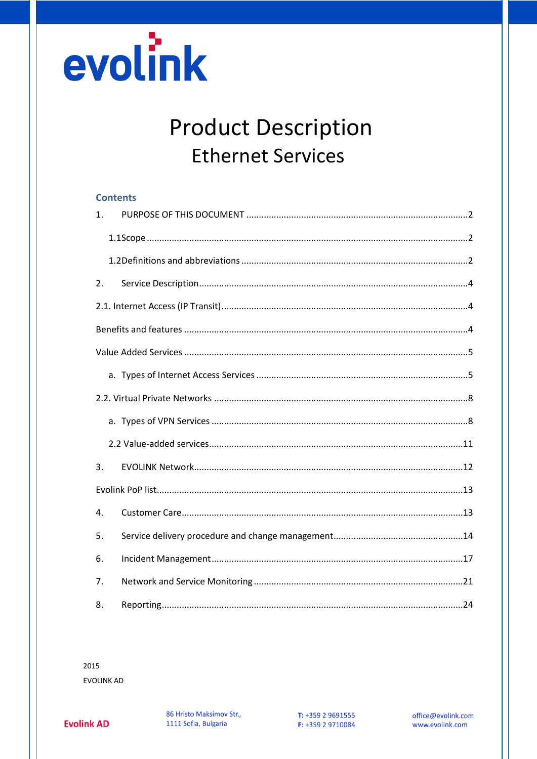evolink

# Product Description

## Ethernet Services

**Contents**

1. PURPOSE OF THIS DOCUMENT ........................................................................................2
   - 1.1Scope ...............................................................................................................................2
   - 1.2Definitions and abbreviations .........................................................................................2
2. Service Description...........................................................................................................4

2.1. Internet Access (IP Transit).................................................................................................4

Benefits and features ................................................................................................................4

Value Added Services ................................................................................................................5

   a. Types of Internet Access Services ....................................................................................5

2.2. Virtual Private Networks ....................................................................................................8

   a. Types of VPN Services .....................................................................................................8

   2.2 Value-added services.....................................................................................................11

3. EVOLINK Network..........................................................................................................12

Evolink PoP list.........................................................................................................................13

4. Customer Care...............................................................................................................13
5. Service delivery procedure and change management...................................................14
6. Incident Management...................................................................................................17
7. Network and Service Monitoring ..................................................................................21
8. Reporting.......................................................................................................................24

2015

EVOLINK AD

**Evolink AD**

86 Hristo Maksimov Str.,
1111 Sofia, Bulgaria

**T:** +359 2 9691555
**F:** +359 2 9710084

office@evolink.com
www.evolink.com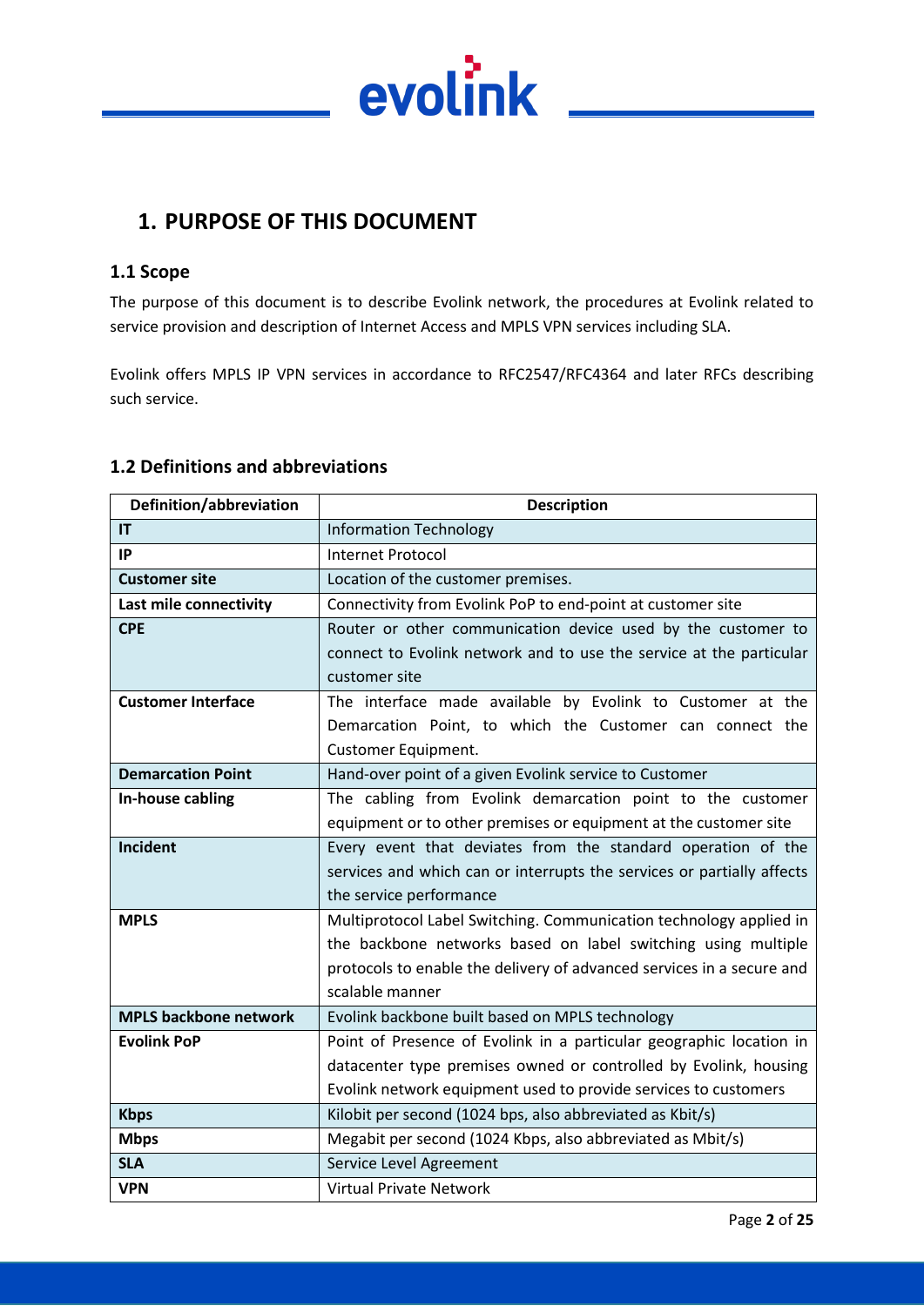# 1. PURPOSE OF THIS DOCUMENT

## 1.1 Scope

The purpose of this document is to describe Evolink network, the procedures at Evolink related to service provision and description of Internet Access and MPLS VPN services including SLA.

Evolink offers MPLS IP VPN services in accordance to RFC2547/RFC4364 and later RFCs describing such service.

## 1.2 Definitions and abbreviations

| Definition/abbreviation | Description |
|---|---|
| **IT** | Information Technology |
| **IP** | Internet Protocol |
| **Customer site** | Location of the customer premises. |
| **Last mile connectivity** | Connectivity from Evolink PoP to end-point at customer site |
| **CPE** | Router or other communication device used by the customer to connect to Evolink network and to use the service at the particular customer site |
| **Customer Interface** | The interface made available by Evolink to Customer at the Demarcation Point, to which the Customer can connect the Customer Equipment. |
| **Demarcation Point** | Hand-over point of a given Evolink service to Customer |
| **In-house cabling** | The cabling from Evolink demarcation point to the customer equipment or to other premises or equipment at the customer site |
| **Incident** | Every event that deviates from the standard operation of the services and which can or interrupts the services or partially affects the service performance |
| **MPLS** | Multiprotocol Label Switching. Communication technology applied in the backbone networks based on label switching using multiple protocols to enable the delivery of advanced services in a secure and scalable manner |
| **MPLS backbone network** | Evolink backbone built based on MPLS technology |
| **Evolink PoP** | Point of Presence of Evolink in a particular geographic location in datacenter type premises owned or controlled by Evolink, housing Evolink network equipment used to provide services to customers |
| **Kbps** | Kilobit per second (1024 bps, also abbreviated as Kbit/s) |
| **Mbps** | Megabit per second (1024 Kbps, also abbreviated as Mbit/s) |
| **SLA** | Service Level Agreement |
| **VPN** | Virtual Private Network |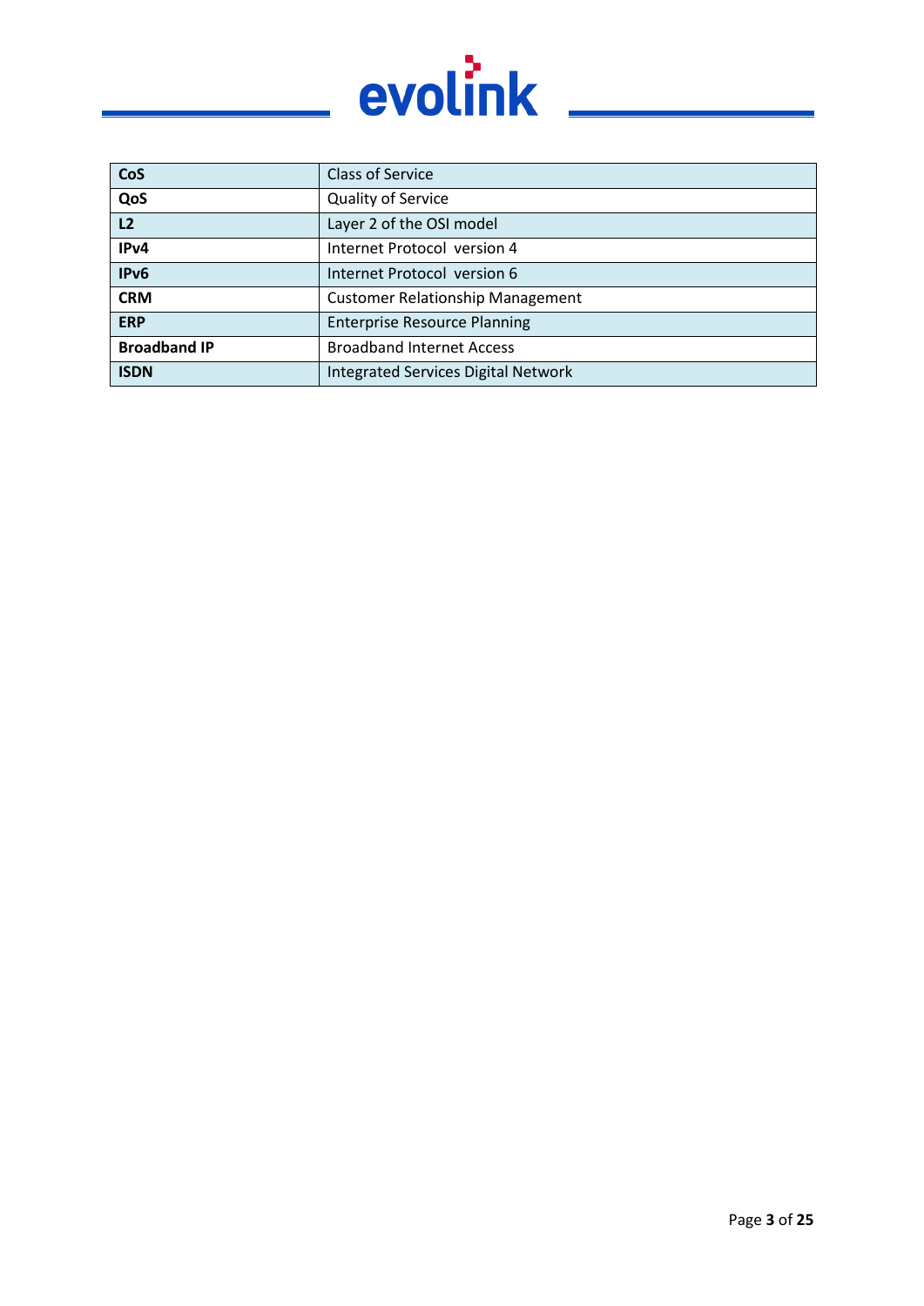| CoS | Class of Service |
|---|---|
| QoS | Quality of Service |
| L2 | Layer 2 of the OSI model |
| IPv4 | Internet Protocol version 4 |
| IPv6 | Internet Protocol version 6 |
| CRM | Customer Relationship Management |
| ERP | Enterprise Resource Planning |
| Broadband IP | Broadband Internet Access |
| ISDN | Integrated Services Digital Network |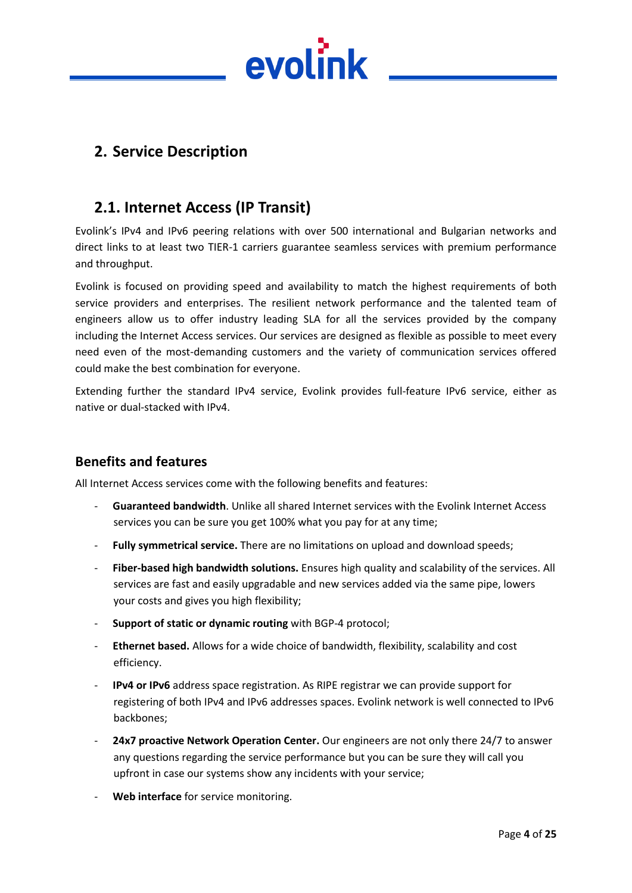# 2. Service Description

## 2.1. Internet Access (IP Transit)

Evolink's IPv4 and IPv6 peering relations with over 500 international and Bulgarian networks and direct links to at least two TIER-1 carriers guarantee seamless services with premium performance and throughput.

Evolink is focused on providing speed and availability to match the highest requirements of both service providers and enterprises. The resilient network performance and the talented team of engineers allow us to offer industry leading SLA for all the services provided by the company including the Internet Access services. Our services are designed as flexible as possible to meet every need even of the most-demanding customers and the variety of communication services offered could make the best combination for everyone.

Extending further the standard IPv4 service, Evolink provides full-feature IPv6 service, either as native or dual-stacked with IPv4.

### Benefits and features

All Internet Access services come with the following benefits and features:

- **Guaranteed bandwidth**. Unlike all shared Internet services with the Evolink Internet Access services you can be sure you get 100% what you pay for at any time;
- **Fully symmetrical service.** There are no limitations on upload and download speeds;
- **Fiber-based high bandwidth solutions.** Ensures high quality and scalability of the services. All services are fast and easily upgradable and new services added via the same pipe, lowers your costs and gives you high flexibility;
- **Support of static or dynamic routing** with BGP-4 protocol;
- **Ethernet based.** Allows for a wide choice of bandwidth, flexibility, scalability and cost efficiency.
- **IPv4 or IPv6** address space registration. As RIPE registrar we can provide support for registering of both IPv4 and IPv6 addresses spaces. Evolink network is well connected to IPv6 backbones;
- **24x7 proactive Network Operation Center.** Our engineers are not only there 24/7 to answer any questions regarding the service performance but you can be sure they will call you upfront in case our systems show any incidents with your service;
- **Web interface** for service monitoring.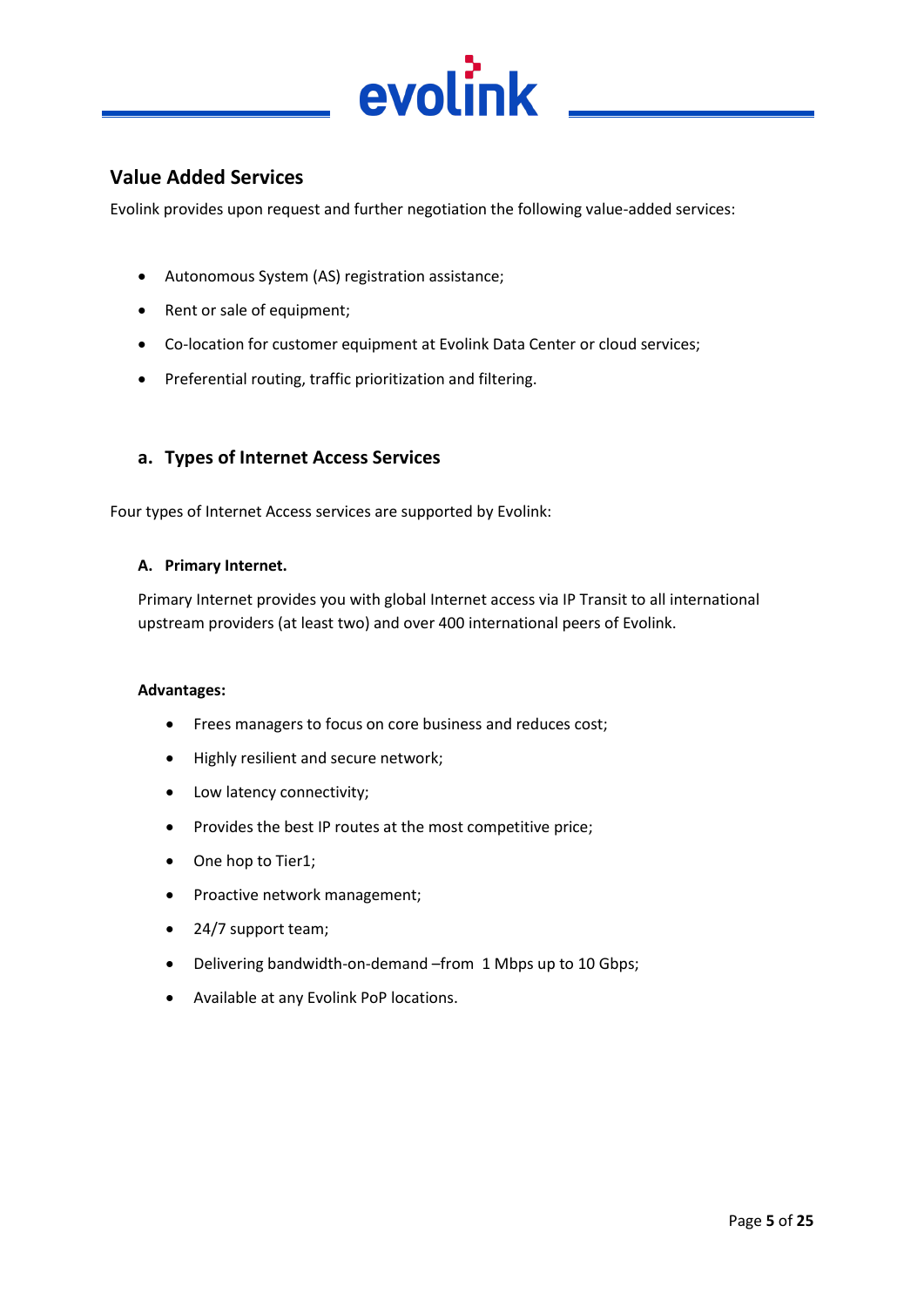## Value Added Services

Evolink provides upon request and further negotiation the following value-added services:

- Autonomous System (AS) registration assistance;
- Rent or sale of equipment;
- Co-location for customer equipment at Evolink Data Center or cloud services;
- Preferential routing, traffic prioritization and filtering.

### a. Types of Internet Access Services

Four types of Internet Access services are supported by Evolink:

#### A. Primary Internet.

Primary Internet provides you with global Internet access via IP Transit to all international upstream providers (at least two) and over 400 international peers of Evolink.

**Advantages:**

- Frees managers to focus on core business and reduces cost;
- Highly resilient and secure network;
- Low latency connectivity;
- Provides the best IP routes at the most competitive price;
- One hop to Tier1;
- Proactive network management;
- 24/7 support team;
- Delivering bandwidth-on-demand –from 1 Mbps up to 10 Gbps;
- Available at any Evolink PoP locations.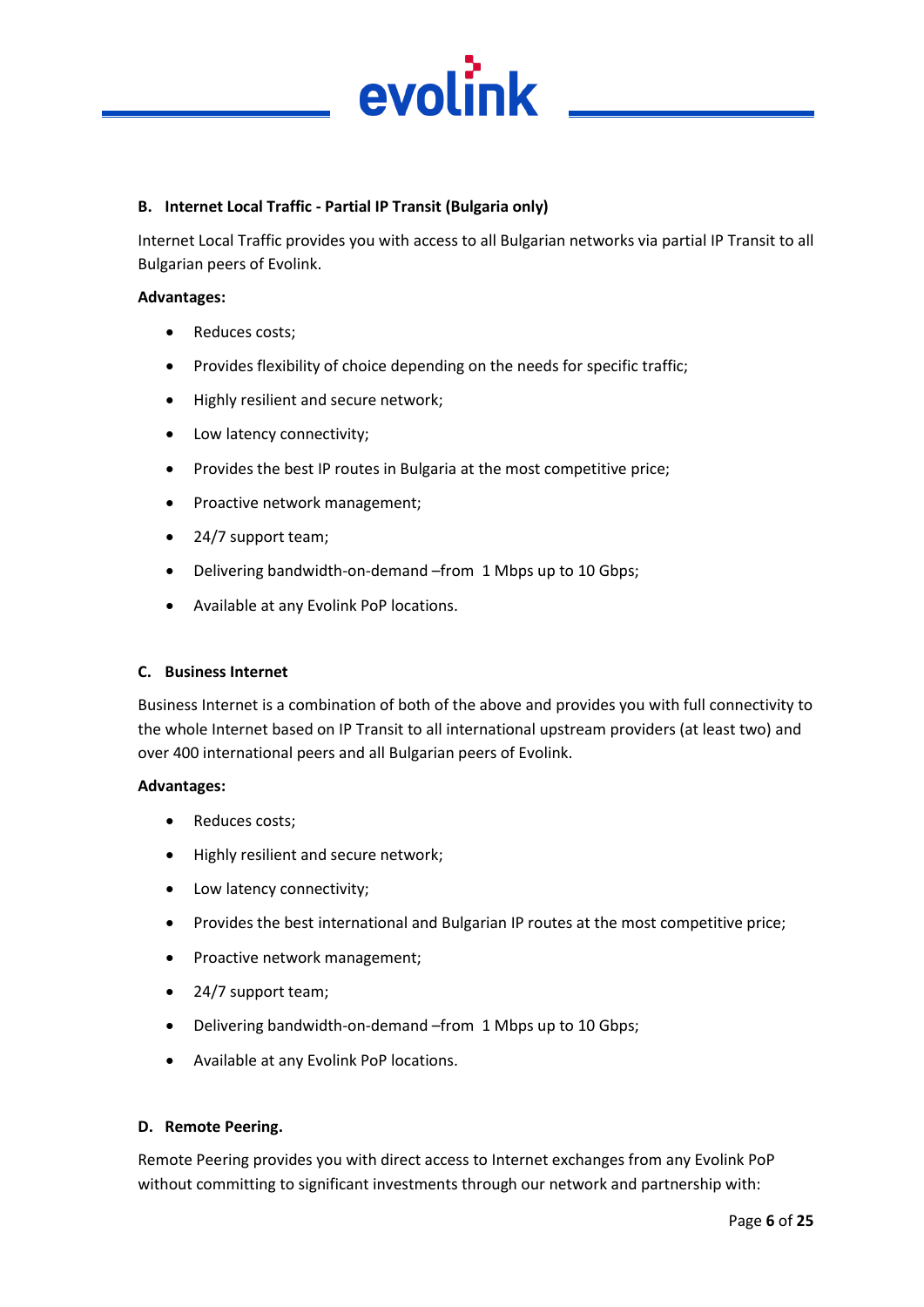### B. Internet Local Traffic - Partial IP Transit (Bulgaria only)

Internet Local Traffic provides you with access to all Bulgarian networks via partial IP Transit to all Bulgarian peers of Evolink.

**Advantages:**

- Reduces costs;
- Provides flexibility of choice depending on the needs for specific traffic;
- Highly resilient and secure network;
- Low latency connectivity;
- Provides the best IP routes in Bulgaria at the most competitive price;
- Proactive network management;
- 24/7 support team;
- Delivering bandwidth-on-demand –from 1 Mbps up to 10 Gbps;
- Available at any Evolink PoP locations.

### C. Business Internet

Business Internet is a combination of both of the above and provides you with full connectivity to the whole Internet based on IP Transit to all international upstream providers (at least two) and over 400 international peers and all Bulgarian peers of Evolink.

**Advantages:**

- Reduces costs;
- Highly resilient and secure network;
- Low latency connectivity;
- Provides the best international and Bulgarian IP routes at the most competitive price;
- Proactive network management;
- 24/7 support team;
- Delivering bandwidth-on-demand –from 1 Mbps up to 10 Gbps;
- Available at any Evolink PoP locations.

### D. Remote Peering.

Remote Peering provides you with direct access to Internet exchanges from any Evolink PoP without committing to significant investments through our network and partnership with: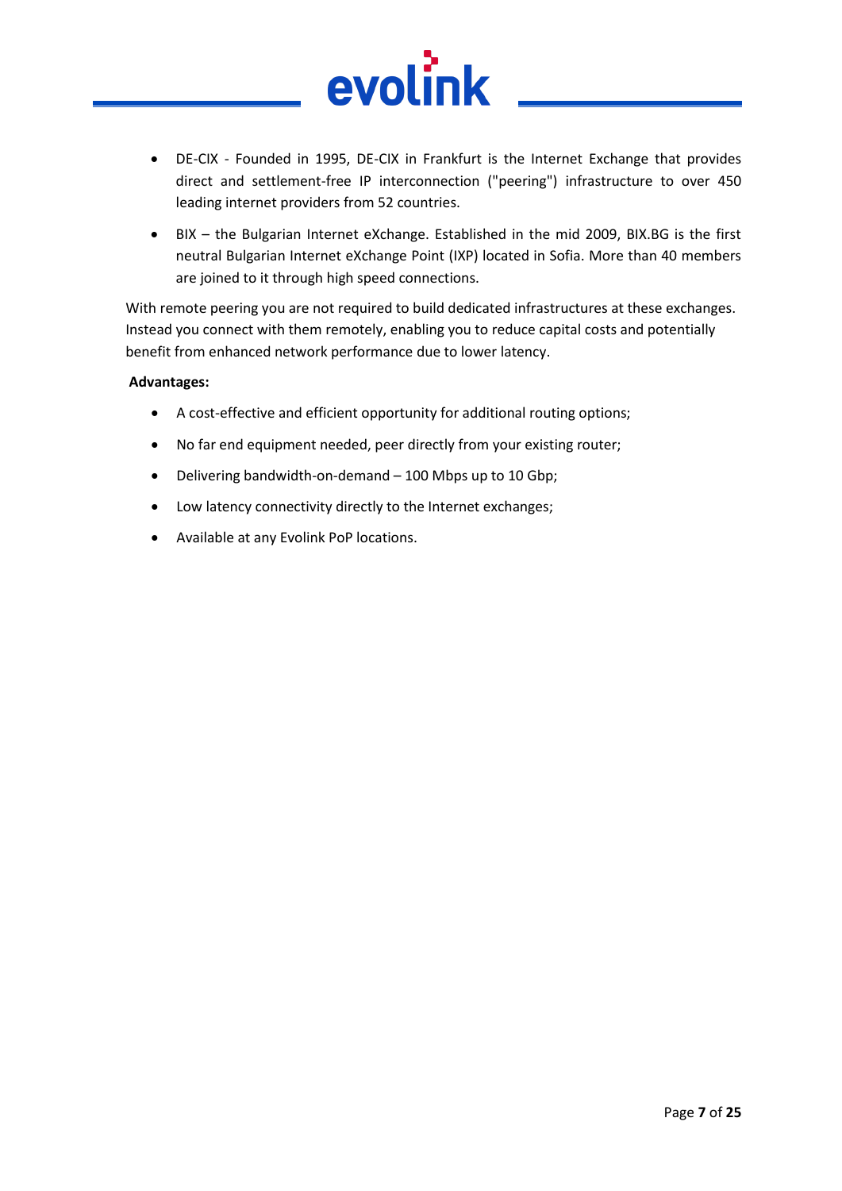- DE-CIX - Founded in 1995, DE-CIX in Frankfurt is the Internet Exchange that provides direct and settlement-free IP interconnection ("peering") infrastructure to over 450 leading internet providers from 52 countries.
- BIX – the Bulgarian Internet eXchange. Established in the mid 2009, BIX.BG is the first neutral Bulgarian Internet eXchange Point (IXP) located in Sofia. More than 40 members are joined to it through high speed connections.

With remote peering you are not required to build dedicated infrastructures at these exchanges. Instead you connect with them remotely, enabling you to reduce capital costs and potentially benefit from enhanced network performance due to lower latency.

**Advantages:**

- A cost-effective and efficient opportunity for additional routing options;
- No far end equipment needed, peer directly from your existing router;
- Delivering bandwidth-on-demand – 100 Mbps up to 10 Gbp;
- Low latency connectivity directly to the Internet exchanges;
- Available at any Evolink PoP locations.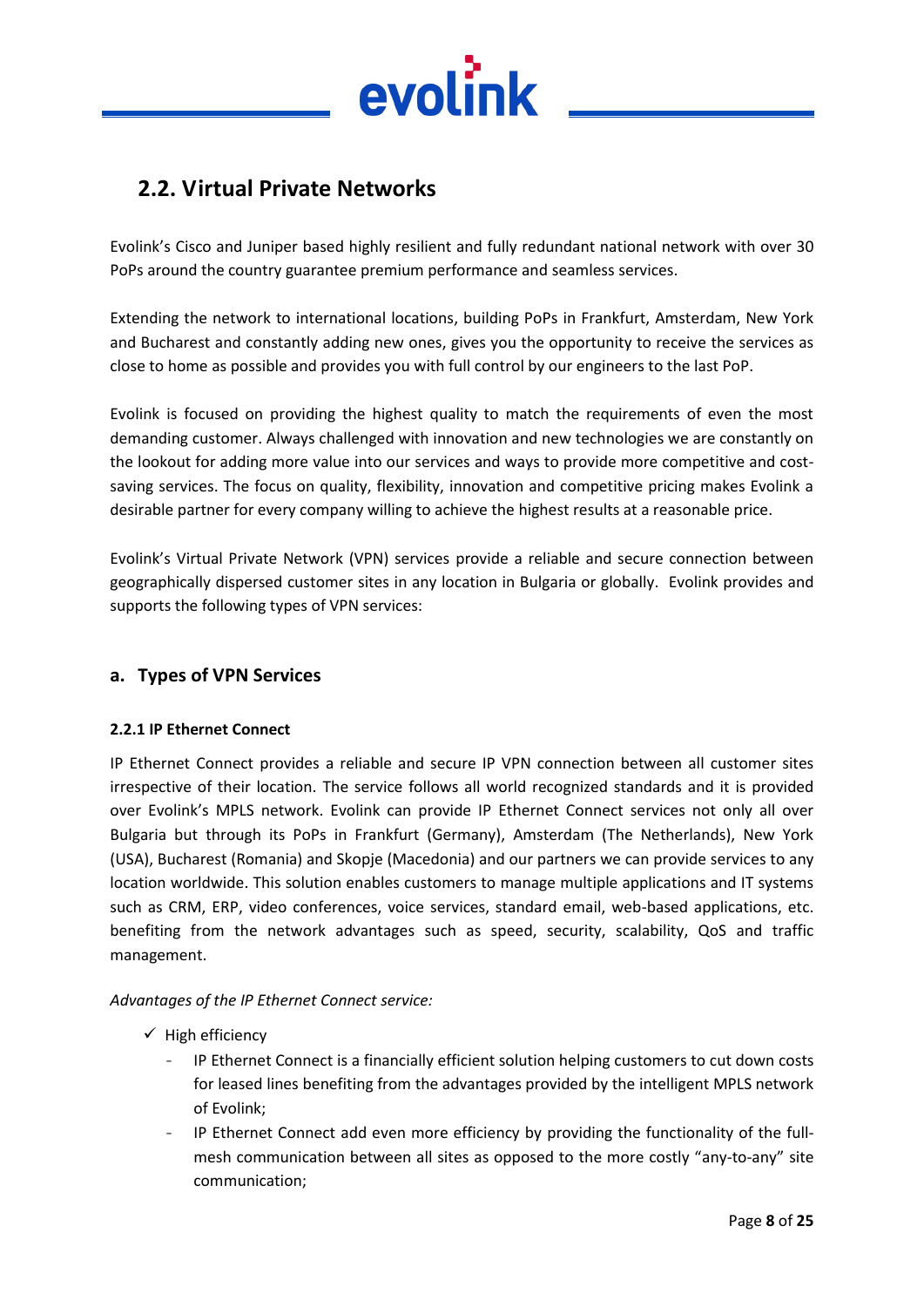## 2.2. Virtual Private Networks

Evolink's Cisco and Juniper based highly resilient and fully redundant national network with over 30 PoPs around the country guarantee premium performance and seamless services.

Extending the network to international locations, building PoPs in Frankfurt, Amsterdam, New York and Bucharest and constantly adding new ones, gives you the opportunity to receive the services as close to home as possible and provides you with full control by our engineers to the last PoP.

Evolink is focused on providing the highest quality to match the requirements of even the most demanding customer. Always challenged with innovation and new technologies we are constantly on the lookout for adding more value into our services and ways to provide more competitive and cost-saving services. The focus on quality, flexibility, innovation and competitive pricing makes Evolink a desirable partner for every company willing to achieve the highest results at a reasonable price.

Evolink's Virtual Private Network (VPN) services provide a reliable and secure connection between geographically dispersed customer sites in any location in Bulgaria or globally. Evolink provides and supports the following types of VPN services:

### a. Types of VPN Services

#### 2.2.1 IP Ethernet Connect

IP Ethernet Connect provides a reliable and secure IP VPN connection between all customer sites irrespective of their location. The service follows all world recognized standards and it is provided over Evolink's MPLS network. Evolink can provide IP Ethernet Connect services not only all over Bulgaria but through its PoPs in Frankfurt (Germany), Amsterdam (The Netherlands), New York (USA), Bucharest (Romania) and Skopje (Macedonia) and our partners we can provide services to any location worldwide. This solution enables customers to manage multiple applications and IT systems such as CRM, ERP, video conferences, voice services, standard email, web-based applications, etc. benefiting from the network advantages such as speed, security, scalability, QoS and traffic management.

*Advantages of the IP Ethernet Connect service:*

- ✓ High efficiency
  - IP Ethernet Connect is a financially efficient solution helping customers to cut down costs for leased lines benefiting from the advantages provided by the intelligent MPLS network of Evolink;
  - IP Ethernet Connect add even more efficiency by providing the functionality of the full-mesh communication between all sites as opposed to the more costly "any-to-any" site communication;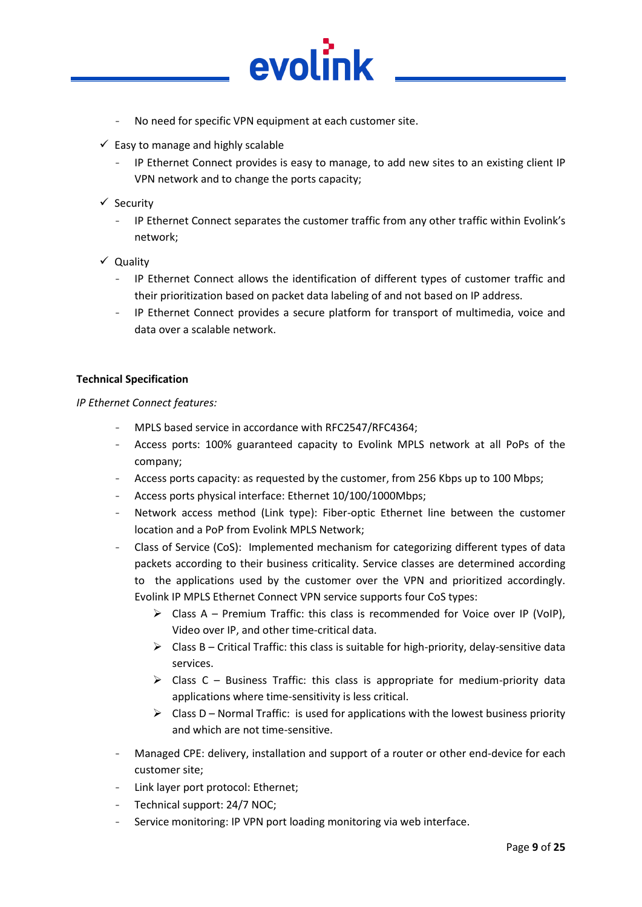- No need for specific VPN equipment at each customer site.

- ✓ Easy to manage and highly scalable
  - IP Ethernet Connect provides is easy to manage, to add new sites to an existing client IP VPN network and to change the ports capacity;
- ✓ Security
  - IP Ethernet Connect separates the customer traffic from any other traffic within Evolink's network;
- ✓ Quality
  - IP Ethernet Connect allows the identification of different types of customer traffic and their prioritization based on packet data labeling of and not based on IP address.
  - IP Ethernet Connect provides a secure platform for transport of multimedia, voice and data over a scalable network.

**Technical Specification**

*IP Ethernet Connect features:*

- MPLS based service in accordance with RFC2547/RFC4364;
- Access ports: 100% guaranteed capacity to Evolink MPLS network at all PoPs of the company;
- Access ports capacity: as requested by the customer, from 256 Kbps up to 100 Mbps;
- Access ports physical interface: Ethernet 10/100/1000Mbps;
- Network access method (Link type): Fiber-optic Ethernet line between the customer location and a PoP from Evolink MPLS Network;
- Class of Service (CoS): Implemented mechanism for categorizing different types of data packets according to their business criticality. Service classes are determined according to the applications used by the customer over the VPN and prioritized accordingly. Evolink IP MPLS Ethernet Connect VPN service supports four CoS types:
  - Class A – Premium Traffic: this class is recommended for Voice over IP (VoIP), Video over IP, and other time-critical data.
  - Class B – Critical Traffic: this class is suitable for high-priority, delay-sensitive data services.
  - Class C – Business Traffic: this class is appropriate for medium-priority data applications where time-sensitivity is less critical.
  - Class D – Normal Traffic: is used for applications with the lowest business priority and which are not time-sensitive.
- Managed CPE: delivery, installation and support of a router or other end-device for each customer site;
- Link layer port protocol: Ethernet;
- Technical support: 24/7 NOC;
- Service monitoring: IP VPN port loading monitoring via web interface.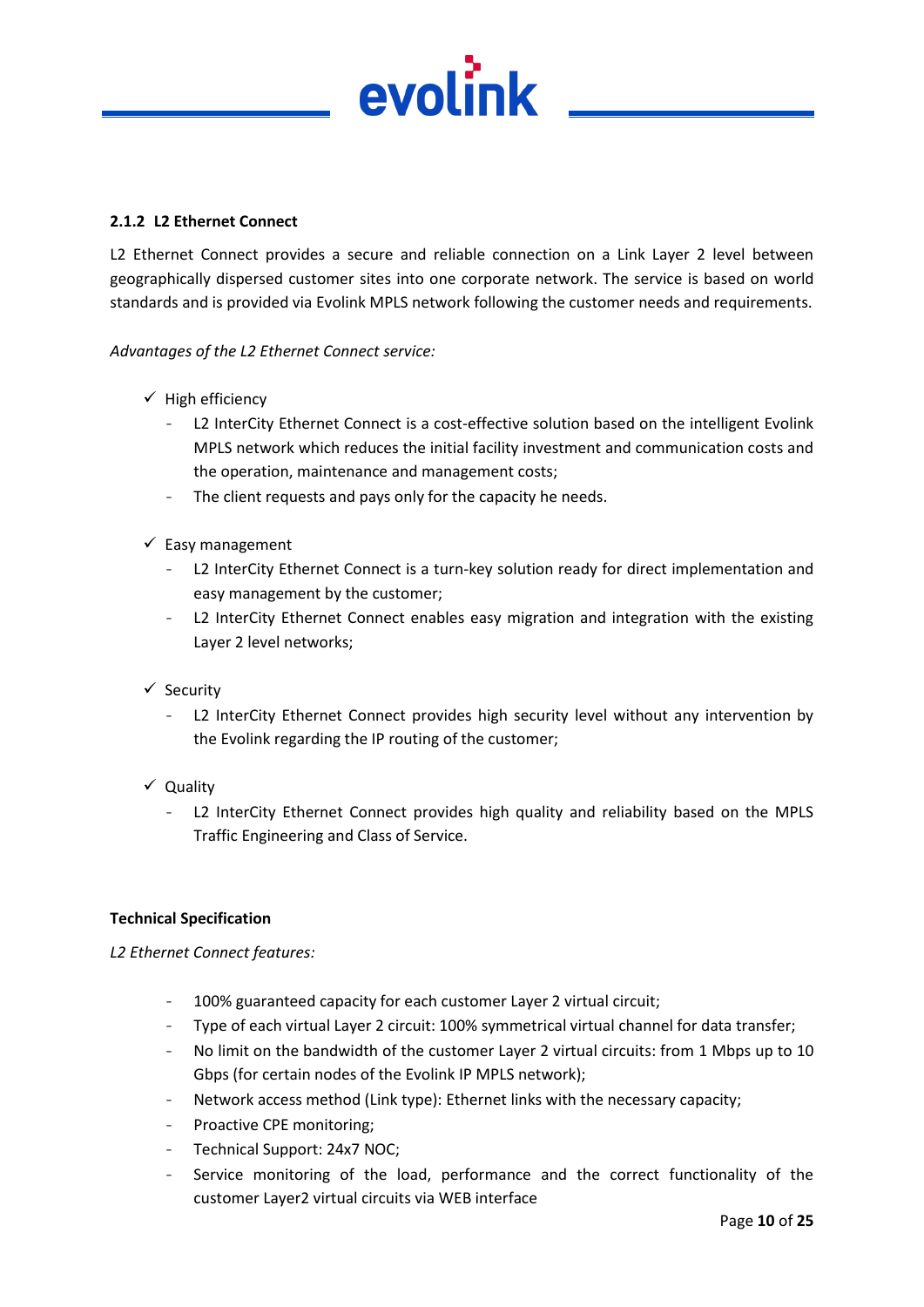### 2.1.2 L2 Ethernet Connect

L2 Ethernet Connect provides a secure and reliable connection on a Link Layer 2 level between geographically dispersed customer sites into one corporate network. The service is based on world standards and is provided via Evolink MPLS network following the customer needs and requirements.

*Advantages of the L2 Ethernet Connect service:*

- ✓ High efficiency
  - L2 InterCity Ethernet Connect is a cost-effective solution based on the intelligent Evolink MPLS network which reduces the initial facility investment and communication costs and the operation, maintenance and management costs;
  - The client requests and pays only for the capacity he needs.
- ✓ Easy management
  - L2 InterCity Ethernet Connect is a turn-key solution ready for direct implementation and easy management by the customer;
  - L2 InterCity Ethernet Connect enables easy migration and integration with the existing Layer 2 level networks;
- ✓ Security
  - L2 InterCity Ethernet Connect provides high security level without any intervention by the Evolink regarding the IP routing of the customer;
- ✓ Quality
  - L2 InterCity Ethernet Connect provides high quality and reliability based on the MPLS Traffic Engineering and Class of Service.

**Technical Specification**

*L2 Ethernet Connect features:*

- 100% guaranteed capacity for each customer Layer 2 virtual circuit;
- Type of each virtual Layer 2 circuit: 100% symmetrical virtual channel for data transfer;
- No limit on the bandwidth of the customer Layer 2 virtual circuits: from 1 Mbps up to 10 Gbps (for certain nodes of the Evolink IP MPLS network);
- Network access method (Link type): Ethernet links with the necessary capacity;
- Proactive CPE monitoring;
- Technical Support: 24x7 NOC;
- Service monitoring of the load, performance and the correct functionality of the customer Layer2 virtual circuits via WEB interface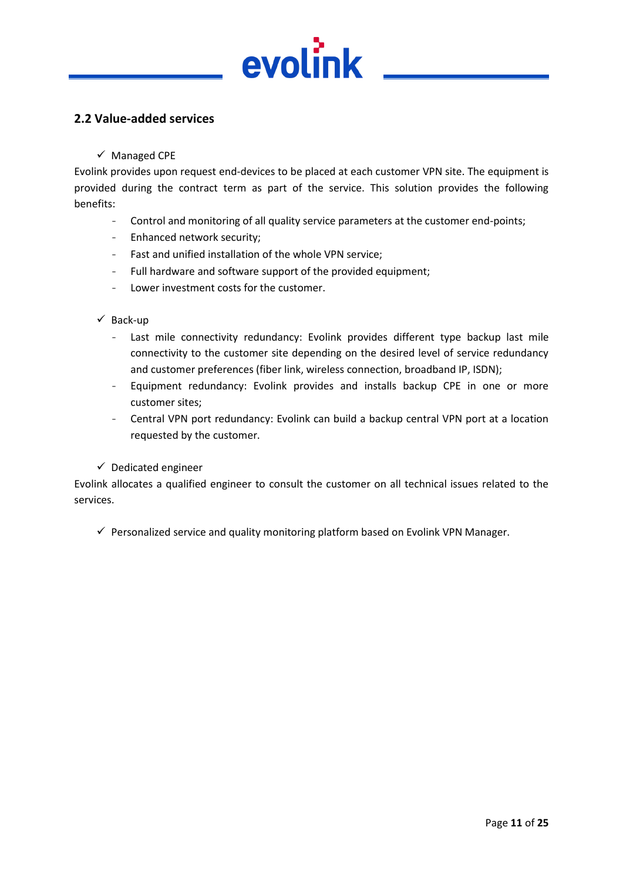## 2.2 Value-added services

✓ Managed CPE

Evolink provides upon request end-devices to be placed at each customer VPN site. The equipment is provided during the contract term as part of the service. This solution provides the following benefits:

- Control and monitoring of all quality service parameters at the customer end-points;
- Enhanced network security;
- Fast and unified installation of the whole VPN service;
- Full hardware and software support of the provided equipment;
- Lower investment costs for the customer.

✓ Back-up

- Last mile connectivity redundancy: Evolink provides different type backup last mile connectivity to the customer site depending on the desired level of service redundancy and customer preferences (fiber link, wireless connection, broadband IP, ISDN);
- Equipment redundancy: Evolink provides and installs backup CPE in one or more customer sites;
- Central VPN port redundancy: Evolink can build a backup central VPN port at a location requested by the customer.

✓ Dedicated engineer

Evolink allocates a qualified engineer to consult the customer on all technical issues related to the services.

✓ Personalized service and quality monitoring platform based on Evolink VPN Manager.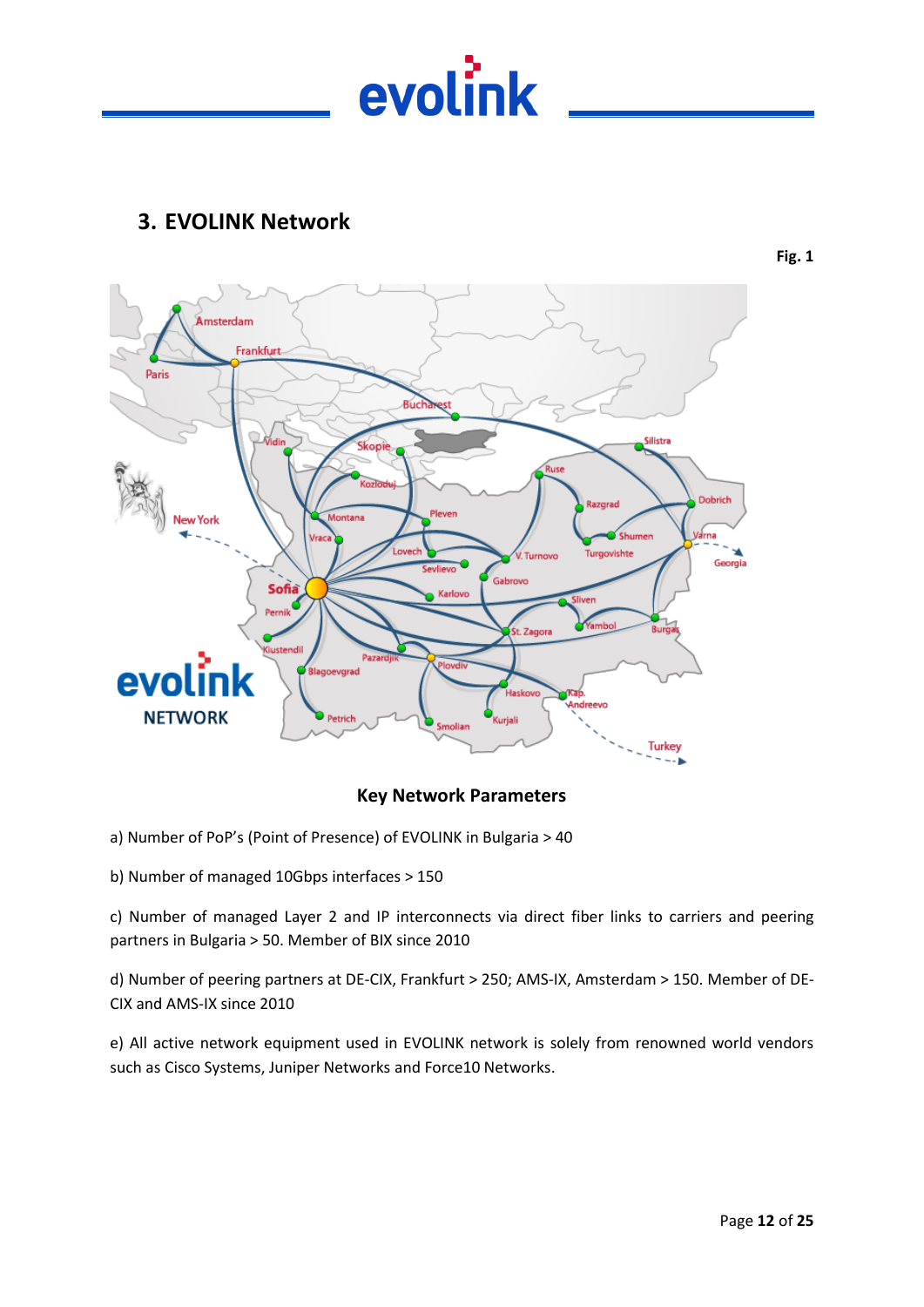## 3. EVOLINK Network

**Fig. 1**

**Key Network Parameters**

a) Number of PoP's (Point of Presence) of EVOLINK in Bulgaria > 40

b) Number of managed 10Gbps interfaces > 150

c) Number of managed Layer 2 and IP interconnects via direct fiber links to carriers and peering partners in Bulgaria > 50. Member of BIX since 2010

d) Number of peering partners at DE-CIX, Frankfurt > 250; AMS-IX, Amsterdam > 150. Member of DE-CIX and AMS-IX since 2010

e) All active network equipment used in EVOLINK network is solely from renowned world vendors such as Cisco Systems, Juniper Networks and Force10 Networks.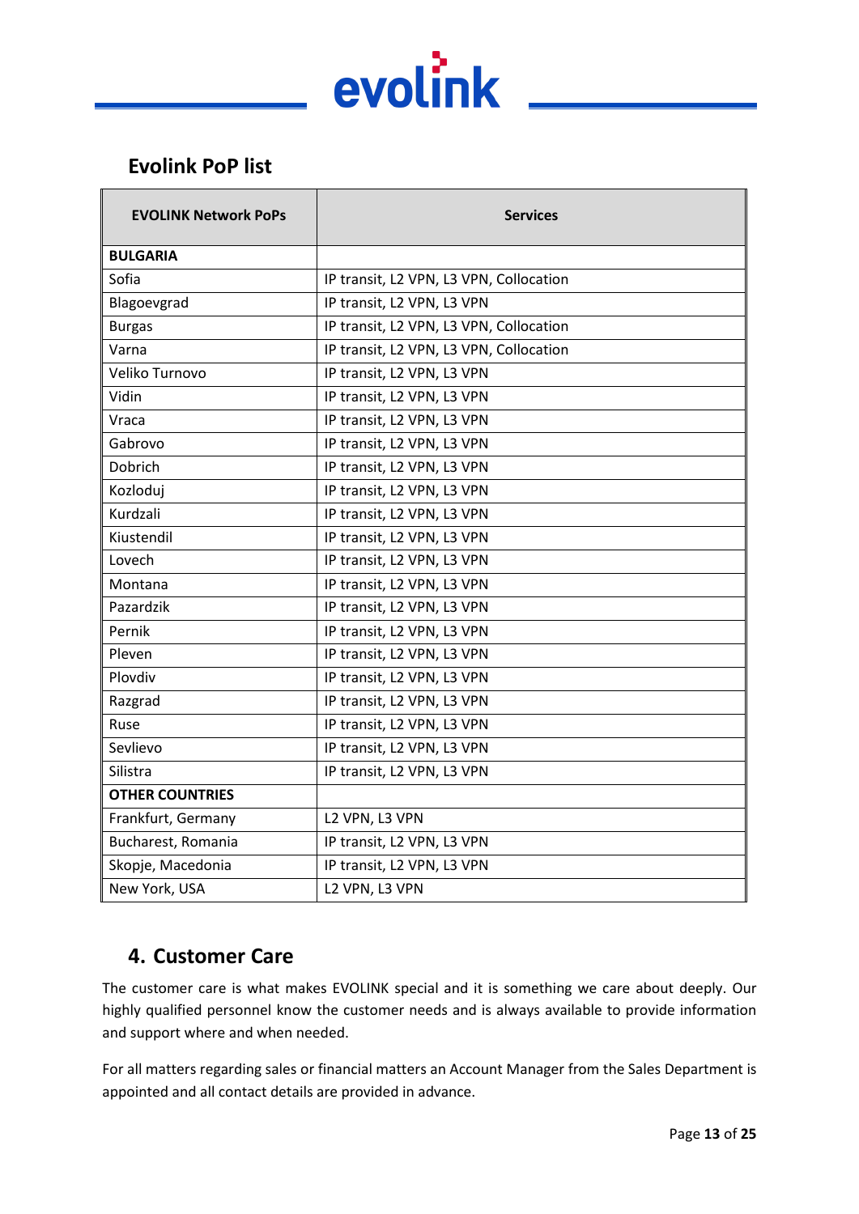## Evolink PoP list

| EVOLINK Network PoPs | Services |
|---|---|
| **BULGARIA** | |
| Sofia | IP transit, L2 VPN, L3 VPN, Collocation |
| Blagoevgrad | IP transit, L2 VPN, L3 VPN |
| Burgas | IP transit, L2 VPN, L3 VPN, Collocation |
| Varna | IP transit, L2 VPN, L3 VPN, Collocation |
| Veliko Turnovo | IP transit, L2 VPN, L3 VPN |
| Vidin | IP transit, L2 VPN, L3 VPN |
| Vraca | IP transit, L2 VPN, L3 VPN |
| Gabrovo | IP transit, L2 VPN, L3 VPN |
| Dobrich | IP transit, L2 VPN, L3 VPN |
| Kozloduj | IP transit, L2 VPN, L3 VPN |
| Kurdzali | IP transit, L2 VPN, L3 VPN |
| Kiustendil | IP transit, L2 VPN, L3 VPN |
| Lovech | IP transit, L2 VPN, L3 VPN |
| Montana | IP transit, L2 VPN, L3 VPN |
| Pazardzik | IP transit, L2 VPN, L3 VPN |
| Pernik | IP transit, L2 VPN, L3 VPN |
| Pleven | IP transit, L2 VPN, L3 VPN |
| Plovdiv | IP transit, L2 VPN, L3 VPN |
| Razgrad | IP transit, L2 VPN, L3 VPN |
| Ruse | IP transit, L2 VPN, L3 VPN |
| Sevlievo | IP transit, L2 VPN, L3 VPN |
| Silistra | IP transit, L2 VPN, L3 VPN |
| **OTHER COUNTRIES** | |
| Frankfurt, Germany | L2 VPN, L3 VPN |
| Bucharest, Romania | IP transit, L2 VPN, L3 VPN |
| Skopje, Macedonia | IP transit, L2 VPN, L3 VPN |
| New York, USA | L2 VPN, L3 VPN |

## 4. Customer Care

The customer care is what makes EVOLINK special and it is something we care about deeply. Our highly qualified personnel know the customer needs and is always available to provide information and support where and when needed.

For all matters regarding sales or financial matters an Account Manager from the Sales Department is appointed and all contact details are provided in advance.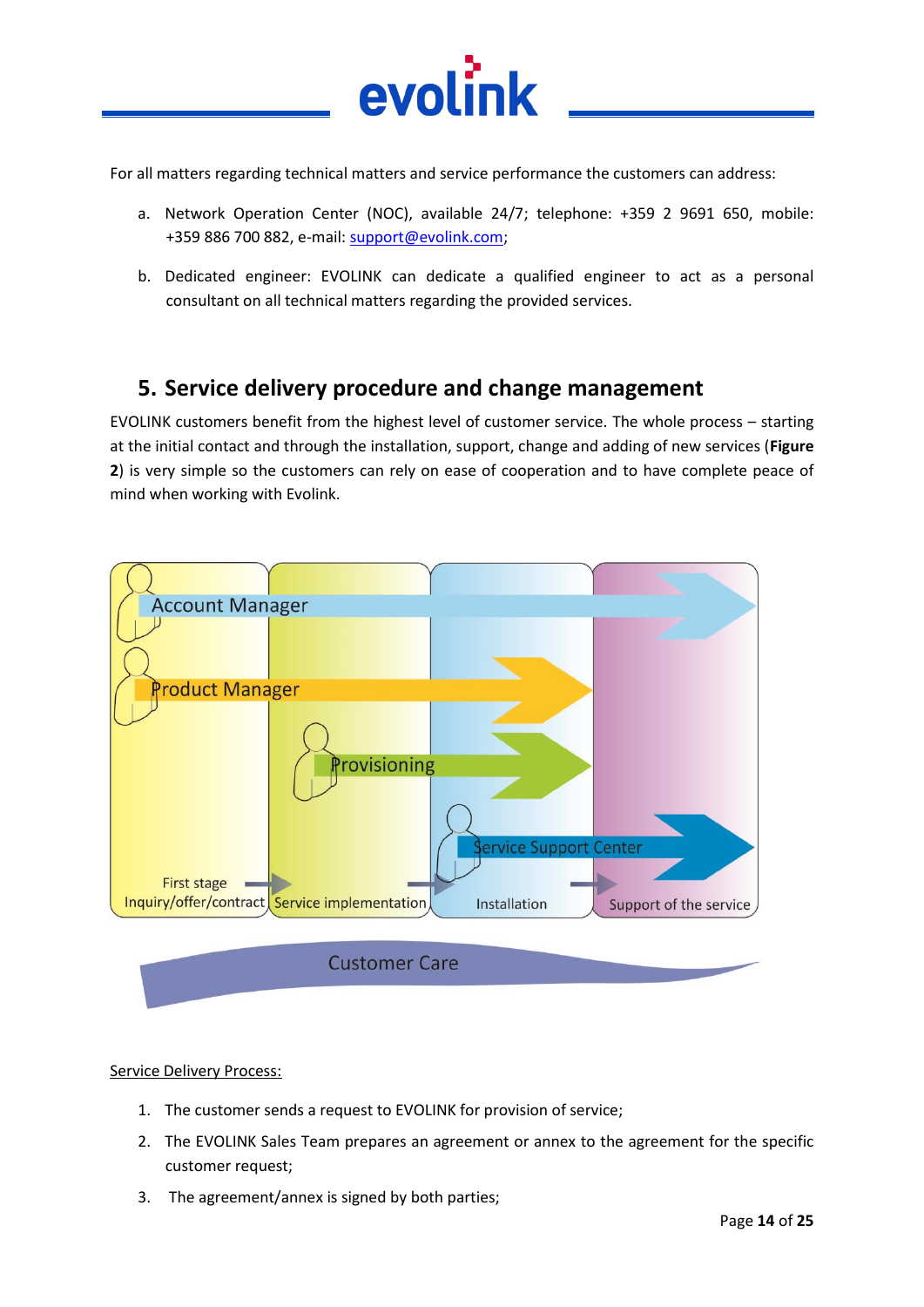For all matters regarding technical matters and service performance the customers can address:

a. Network Operation Center (NOC), available 24/7; telephone: +359 2 9691 650, mobile: +359 886 700 882, e-mail: support@evolink.com;

b. Dedicated engineer: EVOLINK can dedicate a qualified engineer to act as a personal consultant on all technical matters regarding the provided services.

## 5. Service delivery procedure and change management

EVOLINK customers benefit from the highest level of customer service. The whole process – starting at the initial contact and through the installation, support, change and adding of new services (**Figure 2**) is very simple so the customers can rely on ease of cooperation and to have complete peace of mind when working with Evolink.

Account Manager

Product Manager

Provisioning

Service Support Center

First stage Inquiry/offer/contract → Service implementation → Installation → Support of the service

Customer Care

Service Delivery Process:

1. The customer sends a request to EVOLINK for provision of service;
2. The EVOLINK Sales Team prepares an agreement or annex to the agreement for the specific customer request;
3. The agreement/annex is signed by both parties;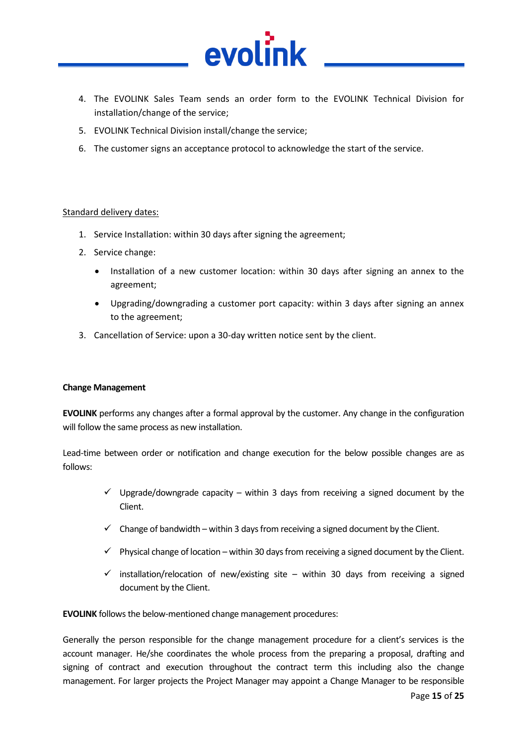4. The EVOLINK Sales Team sends an order form to the EVOLINK Technical Division for installation/change of the service;
5. EVOLINK Technical Division install/change the service;
6. The customer signs an acceptance protocol to acknowledge the start of the service.

<u>Standard delivery dates:</u>

1. Service Installation: within 30 days after signing the agreement;
2. Service change:
   - Installation of a new customer location: within 30 days after signing an annex to the agreement;
   - Upgrading/downgrading a customer port capacity: within 3 days after signing an annex to the agreement;
3. Cancellation of Service: upon a 30-day written notice sent by the client.

**Change Management**

**EVOLINK** performs any changes after a formal approval by the customer. Any change in the configuration will follow the same process as new installation.

Lead-time between order or notification and change execution for the below possible changes are as follows:

- ✓ Upgrade/downgrade capacity – within 3 days from receiving a signed document by the Client.
- ✓ Change of bandwidth – within 3 days from receiving a signed document by the Client.
- ✓ Physical change of location – within 30 days from receiving a signed document by the Client.
- ✓ installation/relocation of new/existing site – within 30 days from receiving a signed document by the Client.

**EVOLINK** follows the below-mentioned change management procedures:

Generally the person responsible for the change management procedure for a client's services is the account manager. He/she coordinates the whole process from the preparing a proposal, drafting and signing of contract and execution throughout the contract term this including also the change management. For larger projects the Project Manager may appoint a Change Manager to be responsible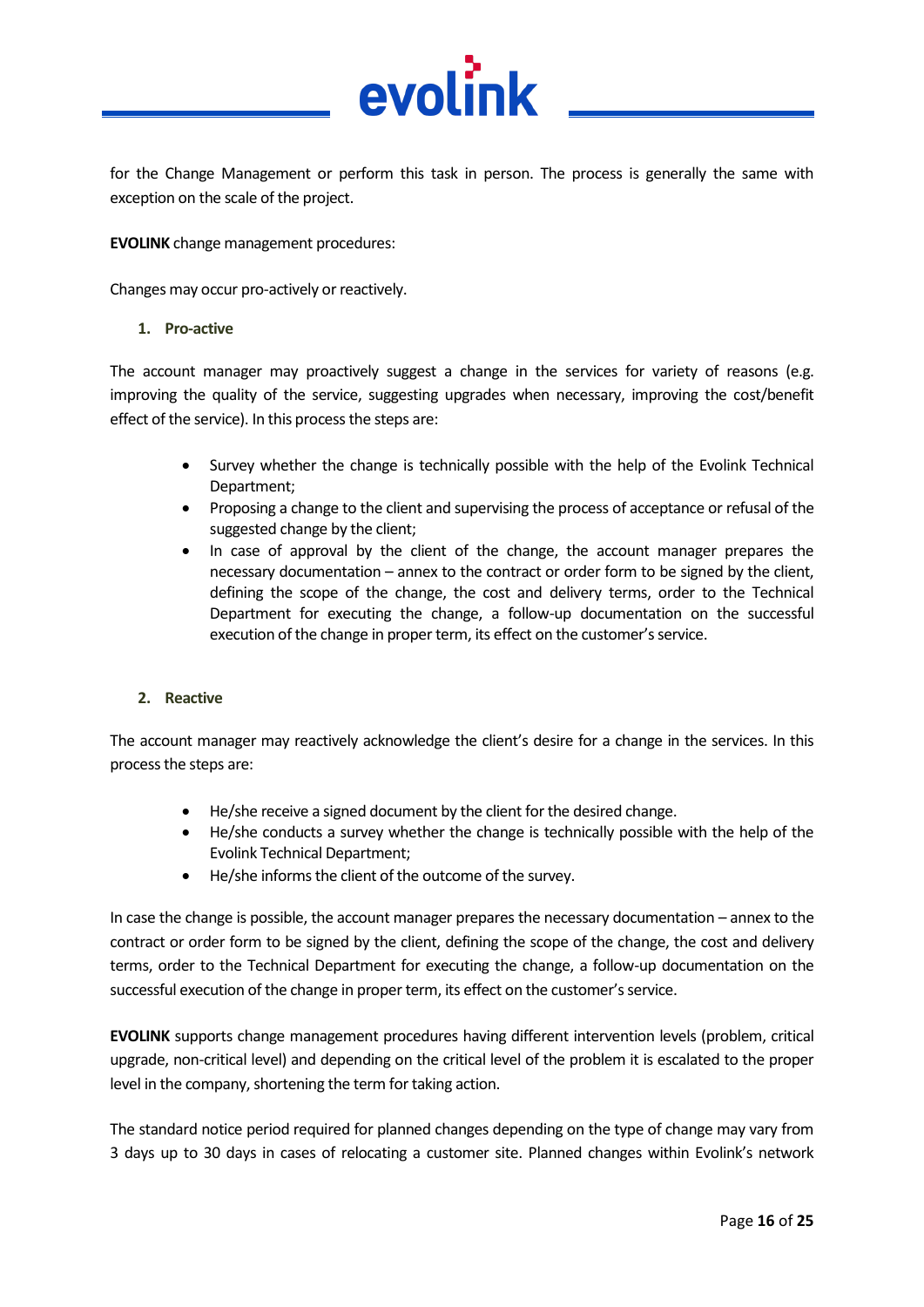for the Change Management or perform this task in person. The process is generally the same with exception on the scale of the project.

**EVOLINK** change management procedures:

Changes may occur pro-actively or reactively.

1. **Pro-active**

The account manager may proactively suggest a change in the services for variety of reasons (e.g. improving the quality of the service, suggesting upgrades when necessary, improving the cost/benefit effect of the service). In this process the steps are:

- Survey whether the change is technically possible with the help of the Evolink Technical Department;
- Proposing a change to the client and supervising the process of acceptance or refusal of the suggested change by the client;
- In case of approval by the client of the change, the account manager prepares the necessary documentation – annex to the contract or order form to be signed by the client, defining the scope of the change, the cost and delivery terms, order to the Technical Department for executing the change, a follow-up documentation on the successful execution of the change in proper term, its effect on the customer's service.

2. **Reactive**

The account manager may reactively acknowledge the client's desire for a change in the services. In this process the steps are:

- He/she receive a signed document by the client for the desired change.
- He/she conducts a survey whether the change is technically possible with the help of the Evolink Technical Department;
- He/she informs the client of the outcome of the survey.

In case the change is possible, the account manager prepares the necessary documentation – annex to the contract or order form to be signed by the client, defining the scope of the change, the cost and delivery terms, order to the Technical Department for executing the change, a follow-up documentation on the successful execution of the change in proper term, its effect on the customer's service.

**EVOLINK** supports change management procedures having different intervention levels (problem, critical upgrade, non-critical level) and depending on the critical level of the problem it is escalated to the proper level in the company, shortening the term for taking action.

The standard notice period required for planned changes depending on the type of change may vary from 3 days up to 30 days in cases of relocating a customer site. Planned changes within Evolink's network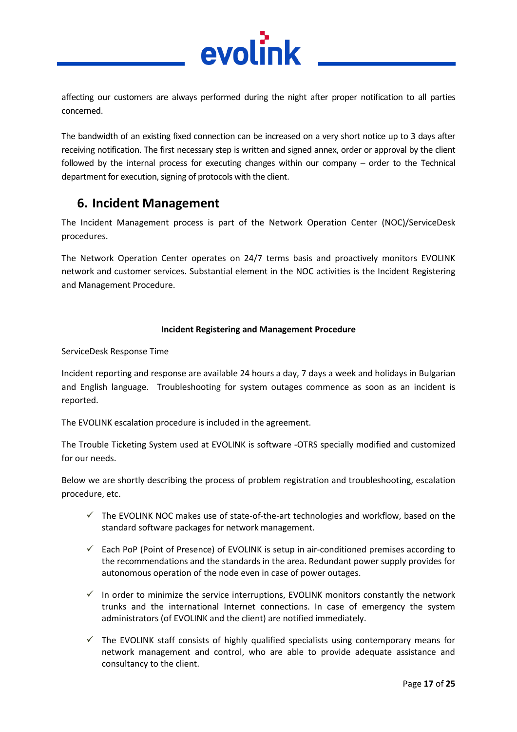affecting our customers are always performed during the night after proper notification to all parties concerned.

The bandwidth of an existing fixed connection can be increased on a very short notice up to 3 days after receiving notification. The first necessary step is written and signed annex, order or approval by the client followed by the internal process for executing changes within our company – order to the Technical department for execution, signing of protocols with the client.

## 6. Incident Management

The Incident Management process is part of the Network Operation Center (NOC)/ServiceDesk procedures.

The Network Operation Center operates on 24/7 terms basis and proactively monitors EVOLINK network and customer services. Substantial element in the NOC activities is the Incident Registering and Management Procedure.

**Incident Registering and Management Procedure**

<u>ServiceDesk Response Time</u>

Incident reporting and response are available 24 hours a day, 7 days a week and holidays in Bulgarian and English language. Troubleshooting for system outages commence as soon as an incident is reported.

The EVOLINK escalation procedure is included in the agreement.

The Trouble Ticketing System used at EVOLINK is software -OTRS specially modified and customized for our needs.

Below we are shortly describing the process of problem registration and troubleshooting, escalation procedure, etc.

- ✓ The EVOLINK NOC makes use of state-of-the-art technologies and workflow, based on the standard software packages for network management.
- ✓ Each PoP (Point of Presence) of EVOLINK is setup in air-conditioned premises according to the recommendations and the standards in the area. Redundant power supply provides for autonomous operation of the node even in case of power outages.
- ✓ In order to minimize the service interruptions, EVOLINK monitors constantly the network trunks and the international Internet connections. In case of emergency the system administrators (of EVOLINK and the client) are notified immediately.
- ✓ The EVOLINK staff consists of highly qualified specialists using contemporary means for network management and control, who are able to provide adequate assistance and consultancy to the client.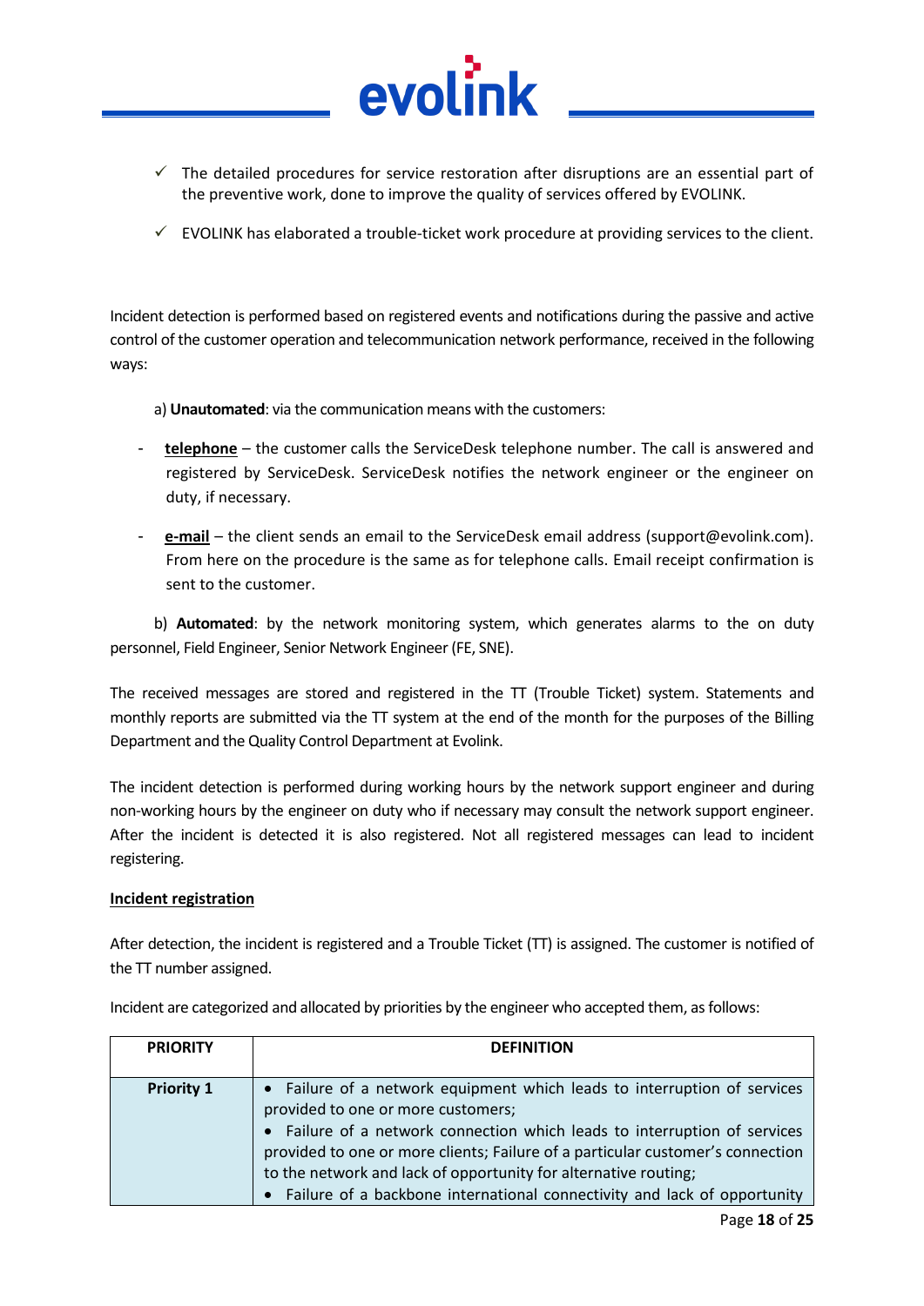- ✓ The detailed procedures for service restoration after disruptions are an essential part of the preventive work, done to improve the quality of services offered by EVOLINK.
- ✓ EVOLINK has elaborated a trouble-ticket work procedure at providing services to the client.

Incident detection is performed based on registered events and notifications during the passive and active control of the customer operation and telecommunication network performance, received in the following ways:

a) **Unautomated**: via the communication means with the customers:

- **telephone** – the customer calls the ServiceDesk telephone number. The call is answered and registered by ServiceDesk. ServiceDesk notifies the network engineer or the engineer on duty, if necessary.
- **e-mail** – the client sends an email to the ServiceDesk email address (support@evolink.com). From here on the procedure is the same as for telephone calls. Email receipt confirmation is sent to the customer.

b) **Automated**: by the network monitoring system, which generates alarms to the on duty personnel, Field Engineer, Senior Network Engineer (FE, SNE).

The received messages are stored and registered in the TT (Trouble Ticket) system. Statements and monthly reports are submitted via the TT system at the end of the month for the purposes of the Billing Department and the Quality Control Department at Evolink.

The incident detection is performed during working hours by the network support engineer and during non-working hours by the engineer on duty who if necessary may consult the network support engineer. After the incident is detected it is also registered. Not all registered messages can lead to incident registering.

**Incident registration**

After detection, the incident is registered and a Trouble Ticket (TT) is assigned. The customer is notified of the TT number assigned.

Incident are categorized and allocated by priorities by the engineer who accepted them, as follows:

| PRIORITY | DEFINITION |
|---|---|
| **Priority 1** | • Failure of a network equipment which leads to interruption of services provided to one or more customers;<br>• Failure of a network connection which leads to interruption of services provided to one or more clients; Failure of a particular customer's connection to the network and lack of opportunity for alternative routing;<br>• Failure of a backbone international connectivity and lack of opportunity |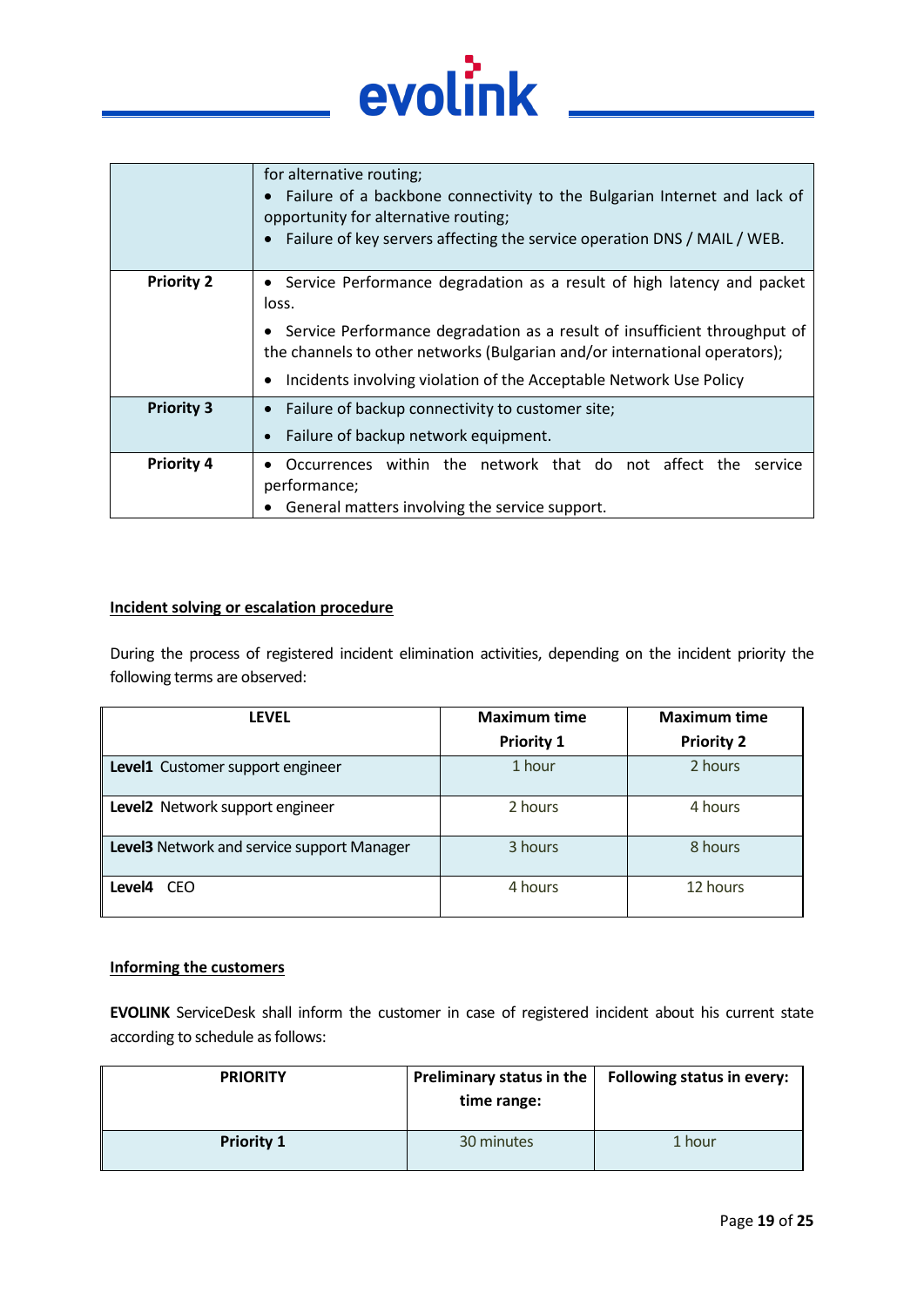| | |
|---|---|
| | for alternative routing;<br>• Failure of a backbone connectivity to the Bulgarian Internet and lack of opportunity for alternative routing;<br>• Failure of key servers affecting the service operation DNS / MAIL / WEB. |
| **Priority 2** | • Service Performance degradation as a result of high latency and packet loss.<br>• Service Performance degradation as a result of insufficient throughput of the channels to other networks (Bulgarian and/or international operators);<br>• Incidents involving violation of the Acceptable Network Use Policy |
| **Priority 3** | • Failure of backup connectivity to customer site;<br>• Failure of backup network equipment. |
| **Priority 4** | • Occurrences within the network that do not affect the service performance;<br>• General matters involving the service support. |

**Incident solving or escalation procedure**

During the process of registered incident elimination activities, depending on the incident priority the following terms are observed:

| LEVEL | Maximum time Priority 1 | Maximum time Priority 2 |
|---|---|---|
| **Level1** Customer support engineer | 1 hour | 2 hours |
| **Level2** Network support engineer | 2 hours | 4 hours |
| **Level3** Network and service support Manager | 3 hours | 8 hours |
| **Level4** CEO | 4 hours | 12 hours |

**Informing the customers**

**EVOLINK** ServiceDesk shall inform the customer in case of registered incident about his current state according to schedule as follows:

| PRIORITY | Preliminary status in the time range: | Following status in every: |
|---|---|---|
| **Priority 1** | 30 minutes | 1 hour |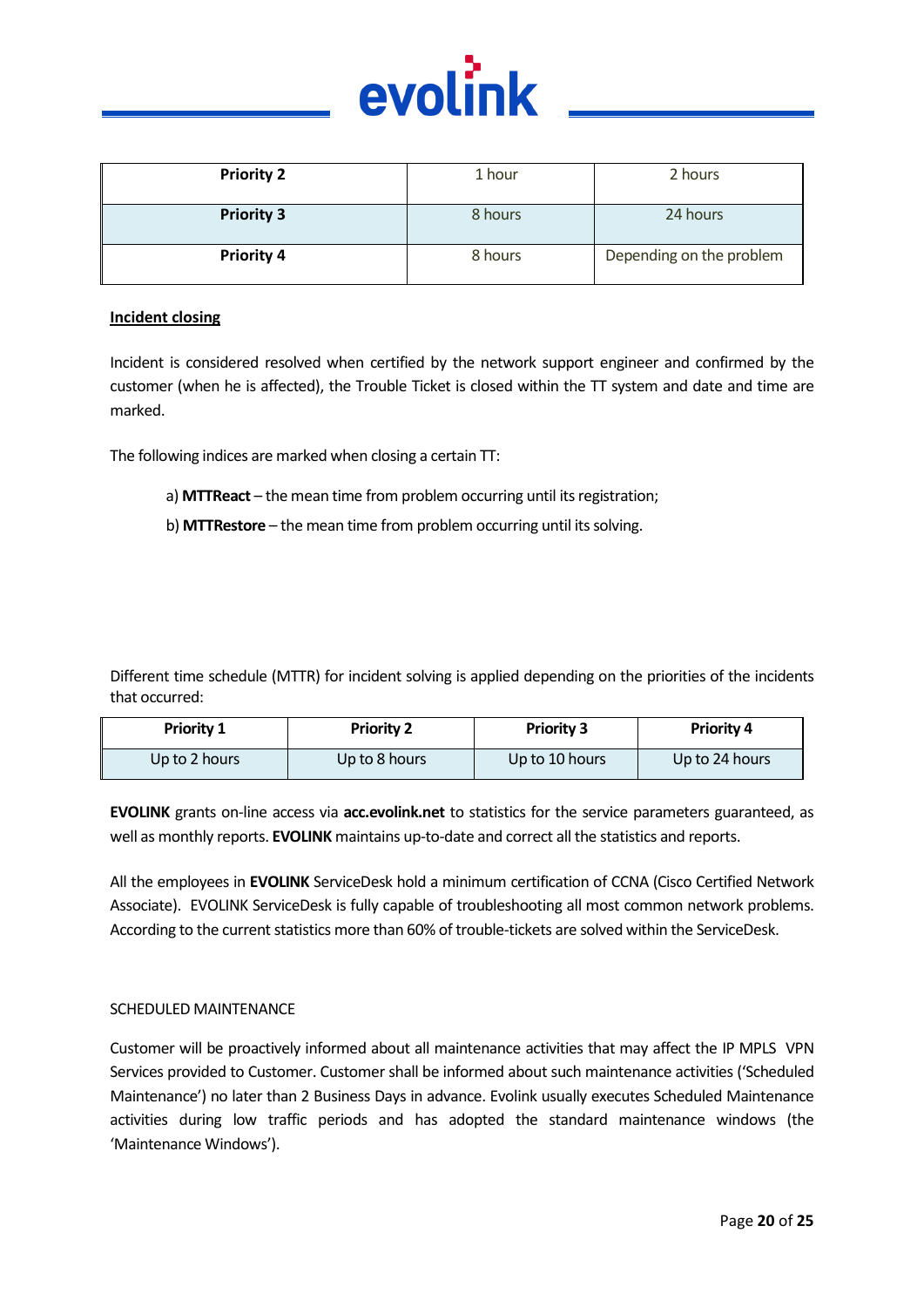| Priority 2 | 1 hour | 2 hours |
|---|---|---|
| Priority 3 | 8 hours | 24 hours |
| Priority 4 | 8 hours | Depending on the problem |

**Incident closing**

Incident is considered resolved when certified by the network support engineer and confirmed by the customer (when he is affected), the Trouble Ticket is closed within the TT system and date and time are marked.

The following indices are marked when closing a certain TT:

a) **MTTReact** – the mean time from problem occurring until its registration;

b) **MTTRestore** – the mean time from problem occurring until its solving.

Different time schedule (MTTR) for incident solving is applied depending on the priorities of the incidents that occurred:

| Priority 1 | Priority 2 | Priority 3 | Priority 4 |
|---|---|---|---|
| Up to 2 hours | Up to 8 hours | Up to 10 hours | Up to 24 hours |

**EVOLINK** grants on-line access via **acc.evolink.net** to statistics for the service parameters guaranteed, as well as monthly reports. **EVOLINK** maintains up-to-date and correct all the statistics and reports.

All the employees in **EVOLINK** ServiceDesk hold a minimum certification of CCNA (Cisco Certified Network Associate). EVOLINK ServiceDesk is fully capable of troubleshooting all most common network problems. According to the current statistics more than 60% of trouble-tickets are solved within the ServiceDesk.

SCHEDULED MAINTENANCE

Customer will be proactively informed about all maintenance activities that may affect the IP MPLS VPN Services provided to Customer. Customer shall be informed about such maintenance activities ('Scheduled Maintenance') no later than 2 Business Days in advance. Evolink usually executes Scheduled Maintenance activities during low traffic periods and has adopted the standard maintenance windows (the 'Maintenance Windows').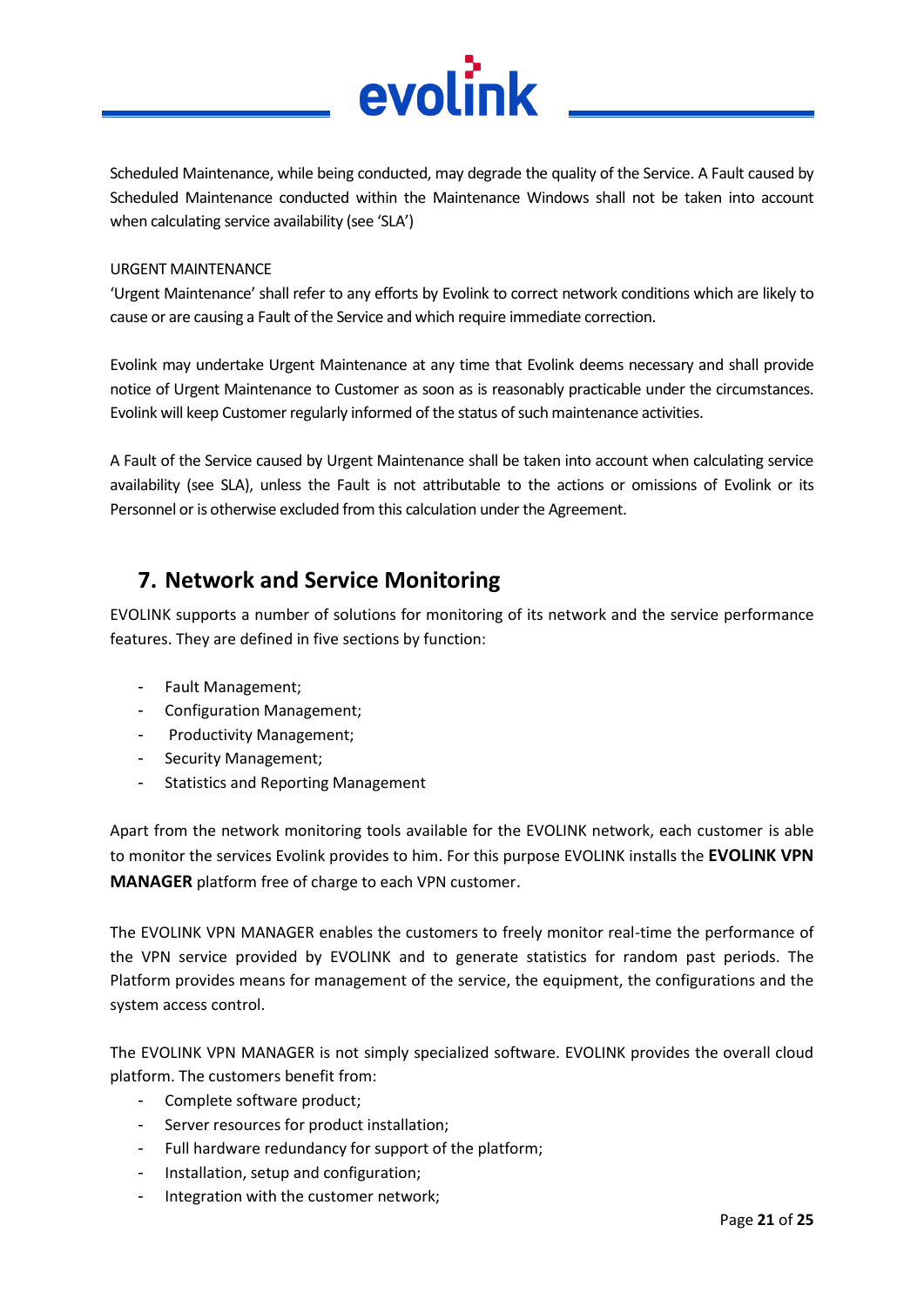Scheduled Maintenance, while being conducted, may degrade the quality of the Service. A Fault caused by Scheduled Maintenance conducted within the Maintenance Windows shall not be taken into account when calculating service availability (see 'SLA')

URGENT MAINTENANCE

'Urgent Maintenance' shall refer to any efforts by Evolink to correct network conditions which are likely to cause or are causing a Fault of the Service and which require immediate correction.

Evolink may undertake Urgent Maintenance at any time that Evolink deems necessary and shall provide notice of Urgent Maintenance to Customer as soon as is reasonably practicable under the circumstances. Evolink will keep Customer regularly informed of the status of such maintenance activities.

A Fault of the Service caused by Urgent Maintenance shall be taken into account when calculating service availability (see SLA), unless the Fault is not attributable to the actions or omissions of Evolink or its Personnel or is otherwise excluded from this calculation under the Agreement.

## 7. Network and Service Monitoring

EVOLINK supports a number of solutions for monitoring of its network and the service performance features. They are defined in five sections by function:

- Fault Management;
- Configuration Management;
- Productivity Management;
- Security Management;
- Statistics and Reporting Management

Apart from the network monitoring tools available for the EVOLINK network, each customer is able to monitor the services Evolink provides to him. For this purpose EVOLINK installs the **EVOLINK VPN MANAGER** platform free of charge to each VPN customer.

The EVOLINK VPN MANAGER enables the customers to freely monitor real-time the performance of the VPN service provided by EVOLINK and to generate statistics for random past periods. The Platform provides means for management of the service, the equipment, the configurations and the system access control.

The EVOLINK VPN MANAGER is not simply specialized software. EVOLINK provides the overall cloud platform. The customers benefit from:

- Complete software product;
- Server resources for product installation;
- Full hardware redundancy for support of the platform;
- Installation, setup and configuration;
- Integration with the customer network;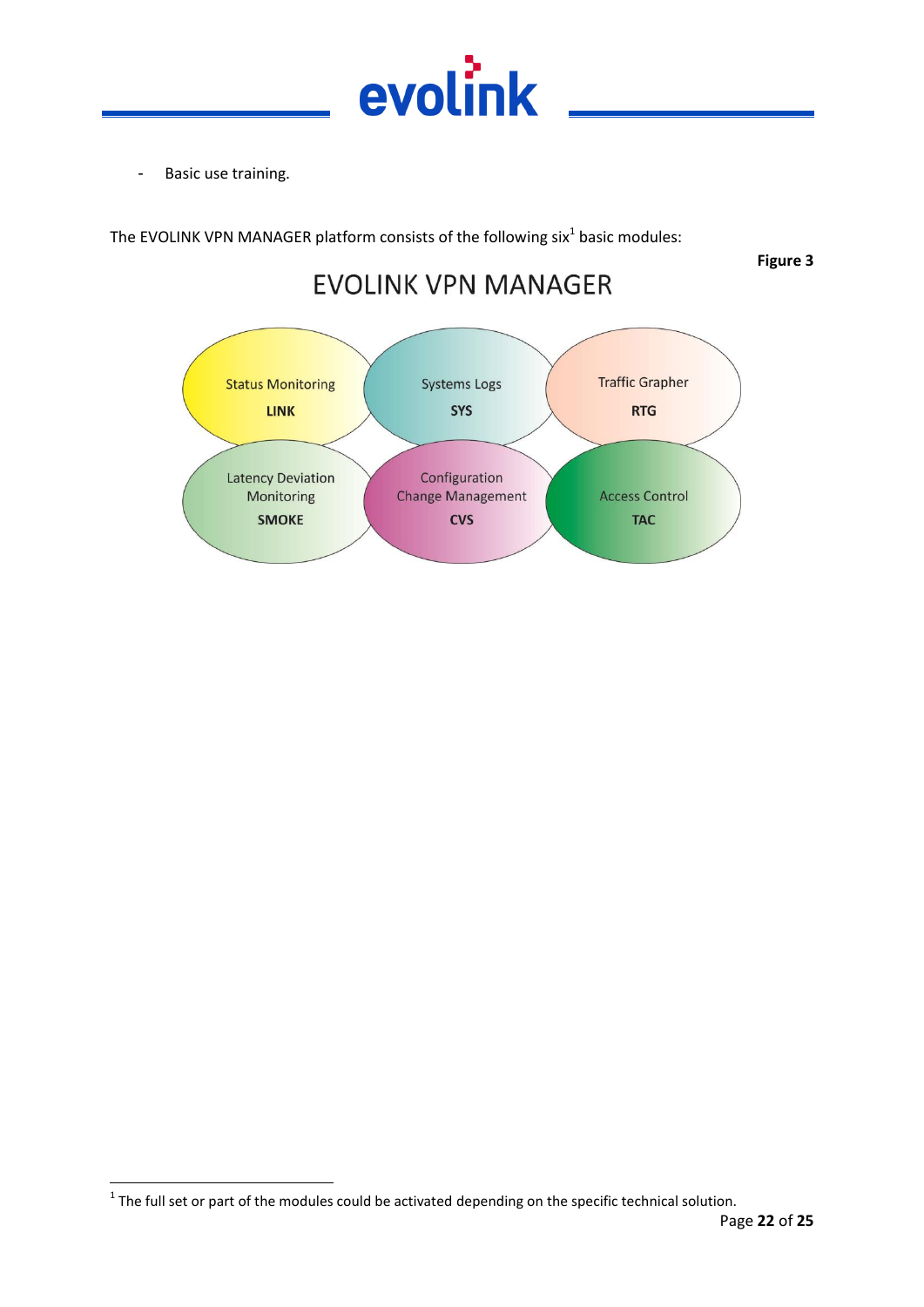- Basic use training.

The EVOLINK VPN MANAGER platform consists of the following six[1] basic modules:

**Figure 3**

EVOLINK VPN MANAGER

| Module | Code |
| --- | --- |
| Status Monitoring | **LINK** |
| Systems Logs | **SYS** |
| Traffic Grapher | **RTG** |
| Latency Deviation Monitoring | **SMOKE** |
| Configuration Change Management | **CVS** |
| Access Control | **TAC** |

[1] The full set or part of the modules could be activated depending on the specific technical solution.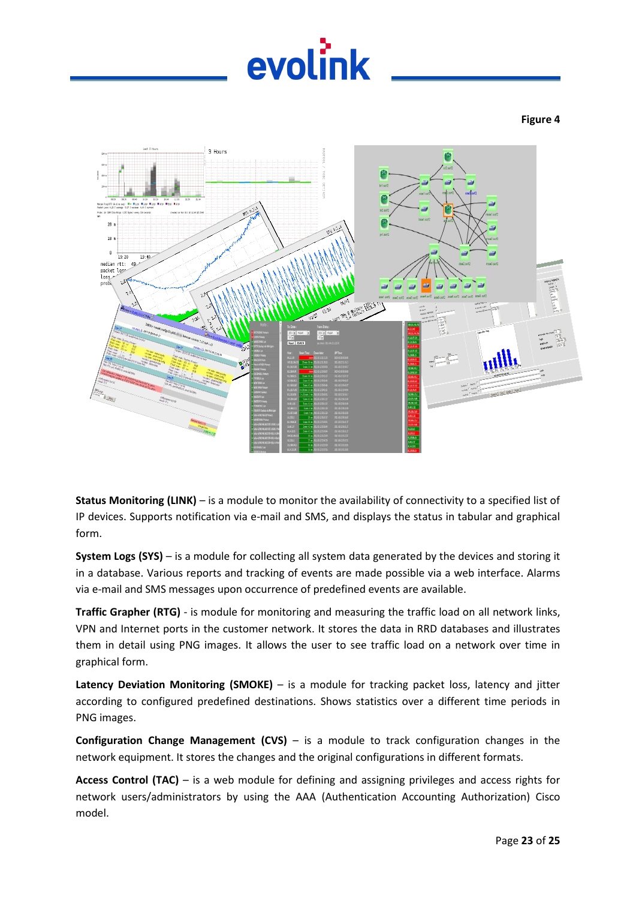Figure 4

**Status Monitoring (LINK)** – is a module to monitor the availability of connectivity to a specified list of IP devices. Supports notification via e-mail and SMS, and displays the status in tabular and graphical form.

**System Logs (SYS)** – is a module for collecting all system data generated by the devices and storing it in a database. Various reports and tracking of events are made possible via a web interface. Alarms via e-mail and SMS messages upon occurrence of predefined events are available.

**Traffic Grapher (RTG)** - is module for monitoring and measuring the traffic load on all network links, VPN and Internet ports in the customer network. It stores the data in RRD databases and illustrates them in detail using PNG images. It allows the user to see traffic load on a network over time in graphical form.

**Latency Deviation Monitoring (SMOKE)** – is a module for tracking packet loss, latency and jitter according to configured predefined destinations. Shows statistics over a different time periods in PNG images.

**Configuration Change Management (CVS)** – is a module to track configuration changes in the network equipment. It stores the changes and the original configurations in different formats.

**Access Control (TAC)** – is a web module for defining and assigning privileges and access rights for network users/administrators by using the AAA (Authentication Accounting Authorization) Cisco model.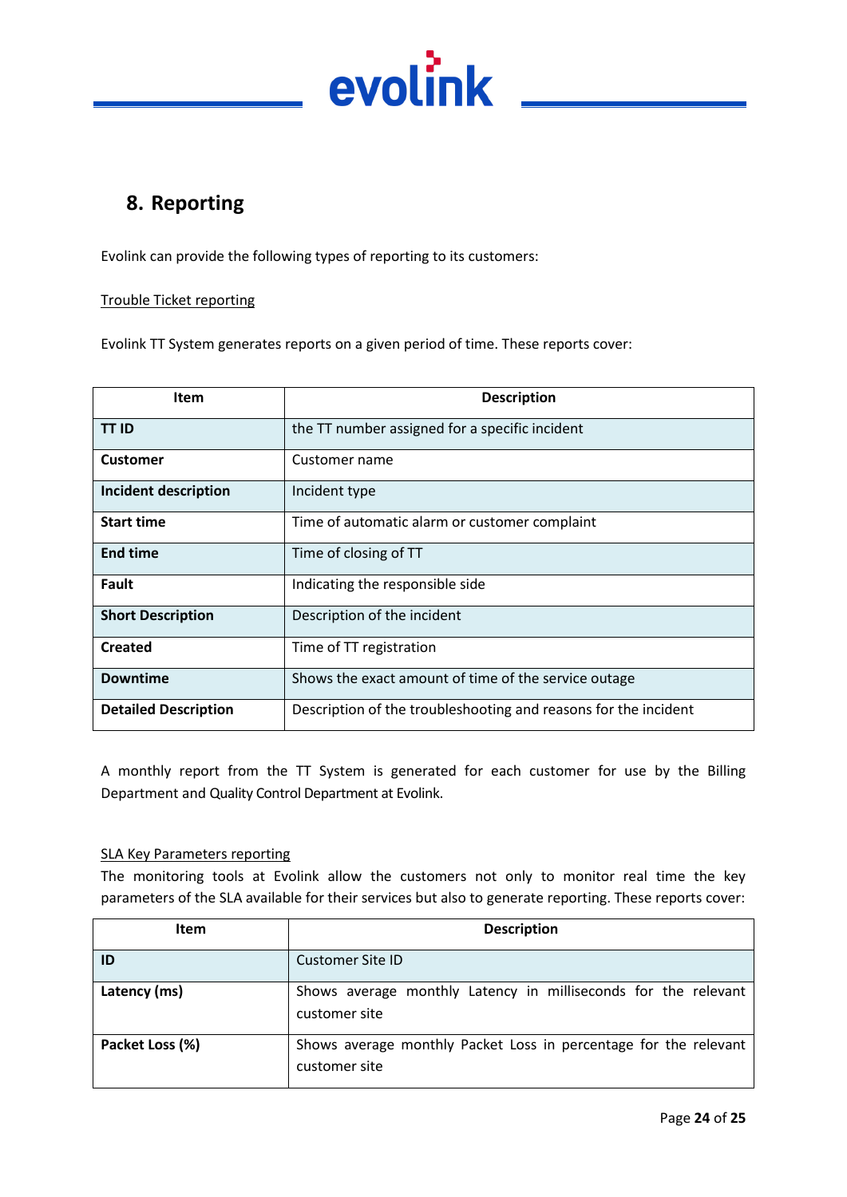## 8. Reporting

Evolink can provide the following types of reporting to its customers:

Trouble Ticket reporting

Evolink TT System generates reports on a given period of time. These reports cover:

| Item | Description |
|---|---|
| **TT ID** | the TT number assigned for a specific incident |
| **Customer** | Customer name |
| **Incident description** | Incident type |
| **Start time** | Time of automatic alarm or customer complaint |
| **End time** | Time of closing of TT |
| **Fault** | Indicating the responsible side |
| **Short Description** | Description of the incident |
| **Created** | Time of TT registration |
| **Downtime** | Shows the exact amount of time of the service outage |
| **Detailed Description** | Description of the troubleshooting and reasons for the incident |

A monthly report from the TT System is generated for each customer for use by the Billing Department and Quality Control Department at Evolink.

SLA Key Parameters reporting

The monitoring tools at Evolink allow the customers not only to monitor real time the key parameters of the SLA available for their services but also to generate reporting. These reports cover:

| Item | Description |
|---|---|
| **ID** | Customer Site ID |
| **Latency (ms)** | Shows average monthly Latency in milliseconds for the relevant customer site |
| **Packet Loss (%)** | Shows average monthly Packet Loss in percentage for the relevant customer site |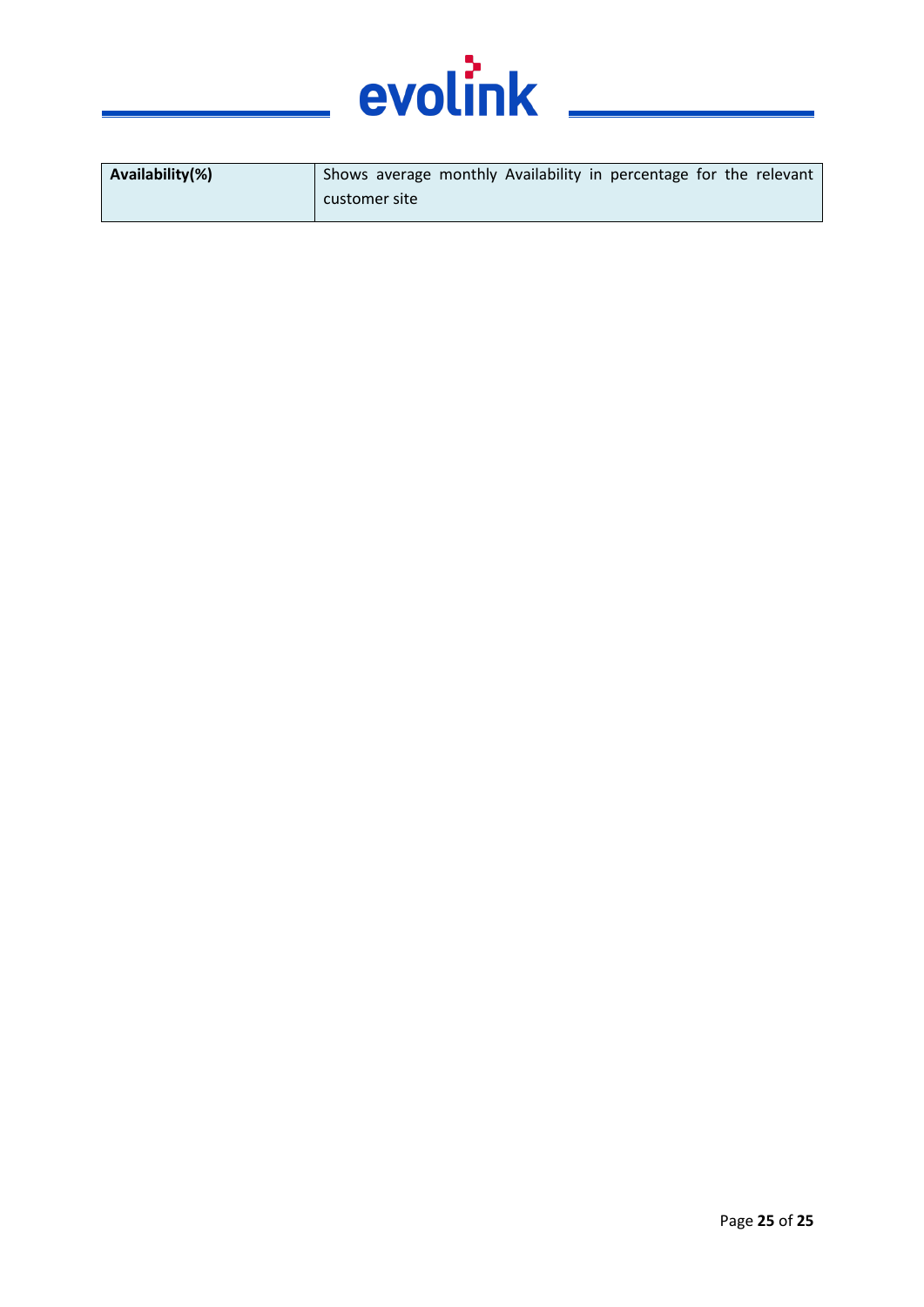| | |
|---|---|
| **Availability(%)** | Shows average monthly Availability in percentage for the relevant customer site |